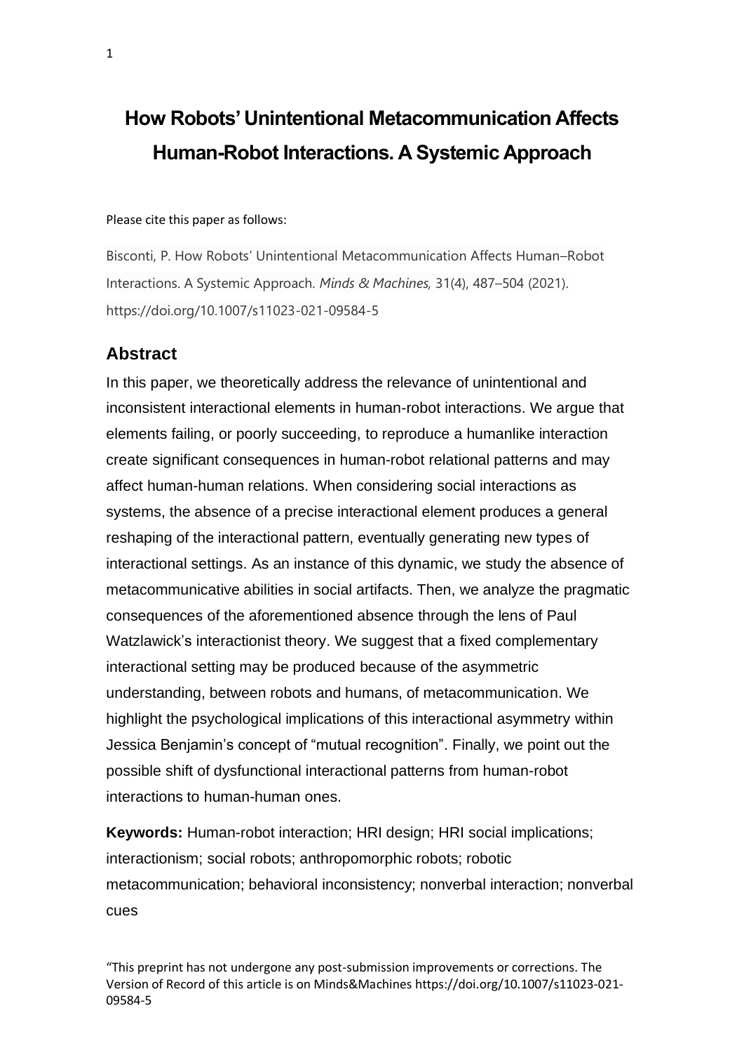# How Robots' Unintentional Metacommunication Affects Human-Robot Interactions. A Systemic Approach

Please cite this paper as follows:

Bisconti, P. How Robots' Unintentional Metacommunication Affects Human–Robot Interactions. A Systemic Approach. *Minds & Machines,* 31(4), 487–504 (2021). https://doi.org/10.1007/s11023-021-09584-5

## Abstract

In this paper, we theoretically address the relevance of unintentional and inconsistent interactional elements in human-robot interactions. We argue that elements failing, or poorly succeeding, to reproduce a humanlike interaction create significant consequences in human-robot relational patterns and may affect human-human relations. When considering social interactions as systems, the absence of a precise interactional element produces a general reshaping of the interactional pattern, eventually generating new types of interactional settings. As an instance of this dynamic, we study the absence of metacommunicative abilities in social artifacts. Then, we analyze the pragmatic consequences of the aforementioned absence through the lens of Paul Watzlawick's interactionist theory. We suggest that a fixed complementary interactional setting may be produced because of the asymmetric understanding, between robots and humans, of metacommunication. We highlight the psychological implications of this interactional asymmetry within Jessica Benjamin's concept of "mutual recognition". Finally, we point out the possible shift of dysfunctional interactional patterns from human-robot interactions to human-human ones.

**Keywords:** Human-robot interaction; HRI design; HRI social implications; interactionism; social robots; anthropomorphic robots; robotic metacommunication; behavioral inconsistency; nonverbal interaction; nonverbal cues

"This preprint has not undergone any post-submission improvements or corrections. The Version of Record of this article is on Minds&Machines https://doi.org/10.1007/s11023-021-09584-5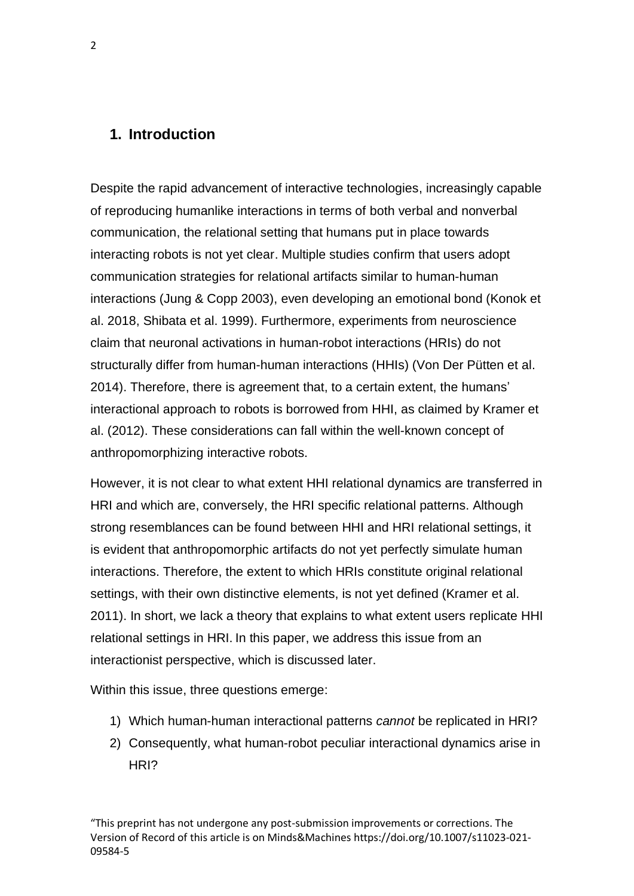## 1. Introduction

Despite the rapid advancement of interactive technologies, increasingly capable of reproducing humanlike interactions in terms of both verbal and nonverbal communication, the relational setting that humans put in place towards interacting robots is not yet clear. Multiple studies confirm that users adopt communication strategies for relational artifacts similar to human-human interactions (Jung & Copp 2003), even developing an emotional bond (Konok et al. 2018, Shibata et al. 1999). Furthermore, experiments from neuroscience claim that neuronal activations in human-robot interactions (HRIs) do not structurally differ from human-human interactions (HHIs) (Von Der Pütten et al. 2014). Therefore, there is agreement that, to a certain extent, the humans' interactional approach to robots is borrowed from HHI, as claimed by Kramer et al. (2012). These considerations can fall within the well-known concept of anthropomorphizing interactive robots.

However, it is not clear to what extent HHI relational dynamics are transferred in HRI and which are, conversely, the HRI specific relational patterns. Although strong resemblances can be found between HHI and HRI relational settings, it is evident that anthropomorphic artifacts do not yet perfectly simulate human interactions. Therefore, the extent to which HRIs constitute original relational settings, with their own distinctive elements, is not yet defined (Kramer et al. 2011). In short, we lack a theory that explains to what extent users replicate HHI relational settings in HRI. In this paper, we address this issue from an interactionist perspective, which is discussed later.

Within this issue, three questions emerge:

1) Which human-human interactional patterns *cannot* be replicated in HRI?
2) Consequently, what human-robot peculiar interactional dynamics arise in HRI?

"This preprint has not undergone any post-submission improvements or corrections. The Version of Record of this article is on Minds&Machines https://doi.org/10.1007/s11023-021-09584-5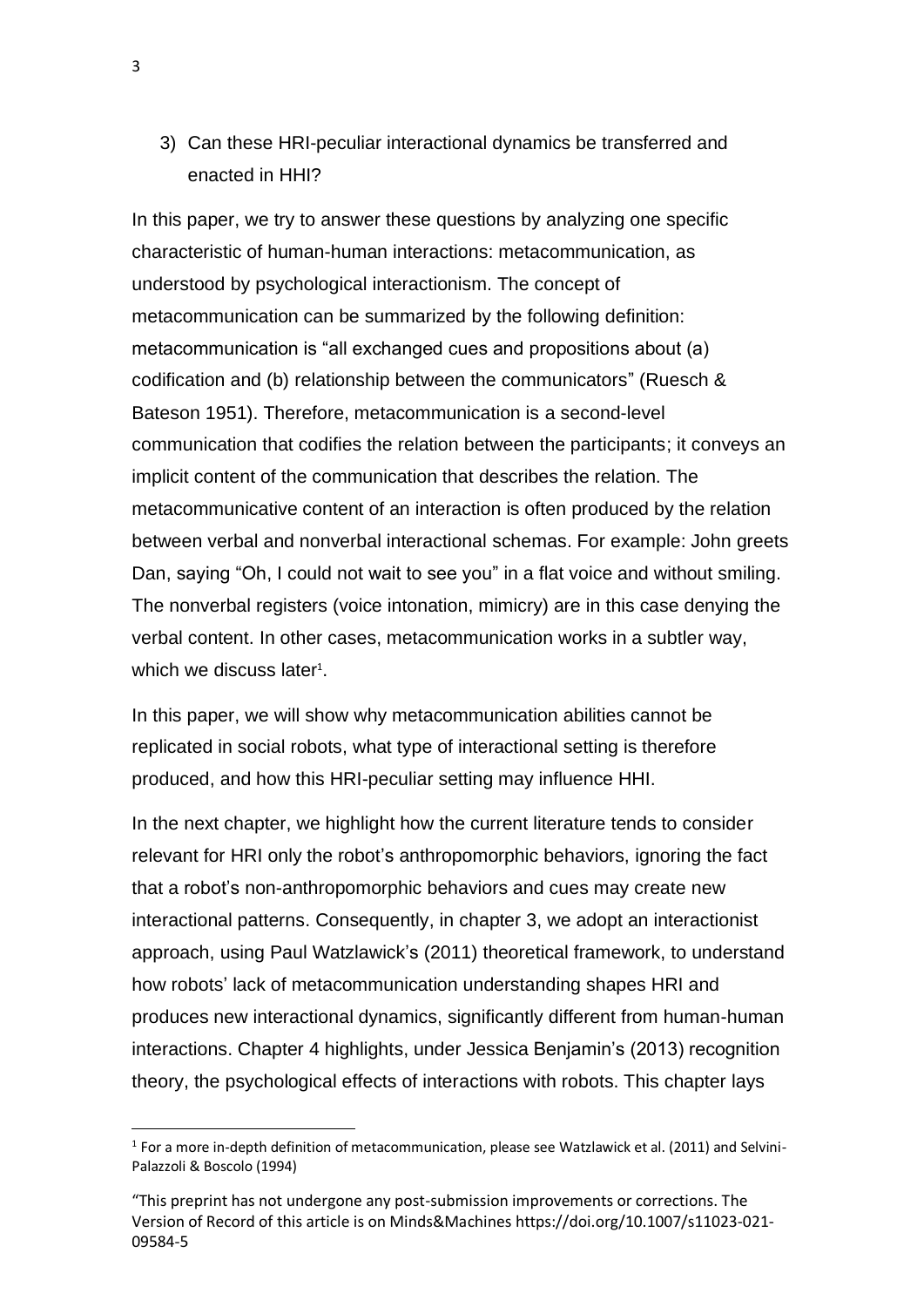3) Can these HRI-peculiar interactional dynamics be transferred and enacted in HHI?

In this paper, we try to answer these questions by analyzing one specific characteristic of human-human interactions: metacommunication, as understood by psychological interactionism. The concept of metacommunication can be summarized by the following definition: metacommunication is "all exchanged cues and propositions about (a) codification and (b) relationship between the communicators" (Ruesch & Bateson 1951). Therefore, metacommunication is a second-level communication that codifies the relation between the participants; it conveys an implicit content of the communication that describes the relation. The metacommunicative content of an interaction is often produced by the relation between verbal and nonverbal interactional schemas. For example: John greets Dan, saying "Oh, I could not wait to see you" in a flat voice and without smiling. The nonverbal registers (voice intonation, mimicry) are in this case denying the verbal content. In other cases, metacommunication works in a subtler way, which we discuss later[1].

In this paper, we will show why metacommunication abilities cannot be replicated in social robots, what type of interactional setting is therefore produced, and how this HRI-peculiar setting may influence HHI.

In the next chapter, we highlight how the current literature tends to consider relevant for HRI only the robot's anthropomorphic behaviors, ignoring the fact that a robot's non-anthropomorphic behaviors and cues may create new interactional patterns. Consequently, in chapter 3, we adopt an interactionist approach, using Paul Watzlawick's (2011) theoretical framework, to understand how robots' lack of metacommunication understanding shapes HRI and produces new interactional dynamics, significantly different from human-human interactions. Chapter 4 highlights, under Jessica Benjamin's (2013) recognition theory, the psychological effects of interactions with robots. This chapter lays

[1] For a more in-depth definition of metacommunication, please see Watzlawick et al. (2011) and Selvini-Palazzoli & Boscolo (1994)

"This preprint has not undergone any post-submission improvements or corrections. The Version of Record of this article is on Minds&Machines https://doi.org/10.1007/s11023-021-09584-5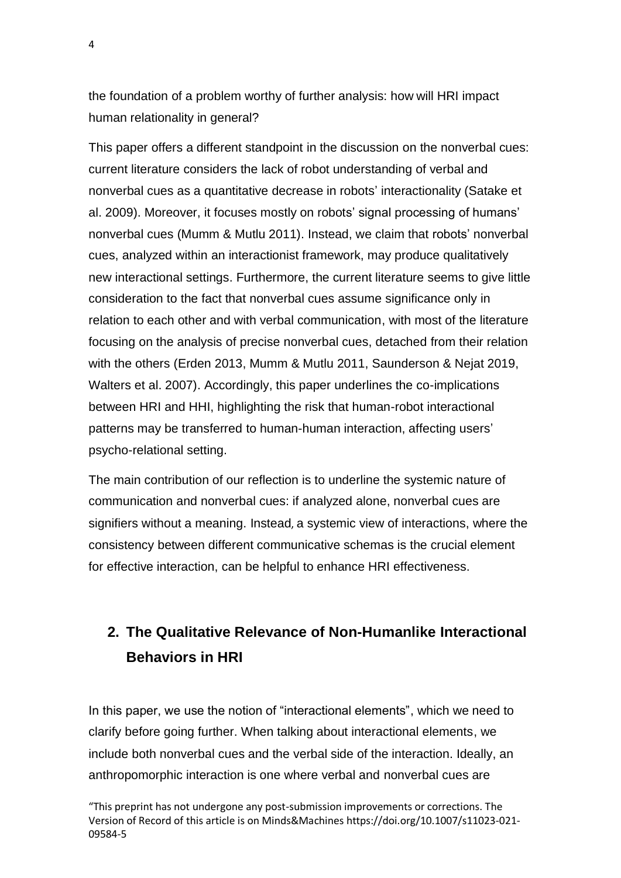the foundation of a problem worthy of further analysis: how will HRI impact human relationality in general?

This paper offers a different standpoint in the discussion on the nonverbal cues: current literature considers the lack of robot understanding of verbal and nonverbal cues as a quantitative decrease in robots' interactionality (Satake et al. 2009). Moreover, it focuses mostly on robots' signal processing of humans' nonverbal cues (Mumm & Mutlu 2011). Instead, we claim that robots' nonverbal cues, analyzed within an interactionist framework, may produce qualitatively new interactional settings. Furthermore, the current literature seems to give little consideration to the fact that nonverbal cues assume significance only in relation to each other and with verbal communication, with most of the literature focusing on the analysis of precise nonverbal cues, detached from their relation with the others (Erden 2013, Mumm & Mutlu 2011, Saunderson & Nejat 2019, Walters et al. 2007). Accordingly, this paper underlines the co-implications between HRI and HHI, highlighting the risk that human-robot interactional patterns may be transferred to human-human interaction, affecting users' psycho-relational setting.

The main contribution of our reflection is to underline the systemic nature of communication and nonverbal cues: if analyzed alone, nonverbal cues are signifiers without a meaning. Instead, a systemic view of interactions, where the consistency between different communicative schemas is the crucial element for effective interaction, can be helpful to enhance HRI effectiveness.

## 2. The Qualitative Relevance of Non-Humanlike Interactional Behaviors in HRI

In this paper, we use the notion of "interactional elements", which we need to clarify before going further. When talking about interactional elements, we include both nonverbal cues and the verbal side of the interaction. Ideally, an anthropomorphic interaction is one where verbal and nonverbal cues are

"This preprint has not undergone any post-submission improvements or corrections. The Version of Record of this article is on Minds&Machines https://doi.org/10.1007/s11023-021-09584-5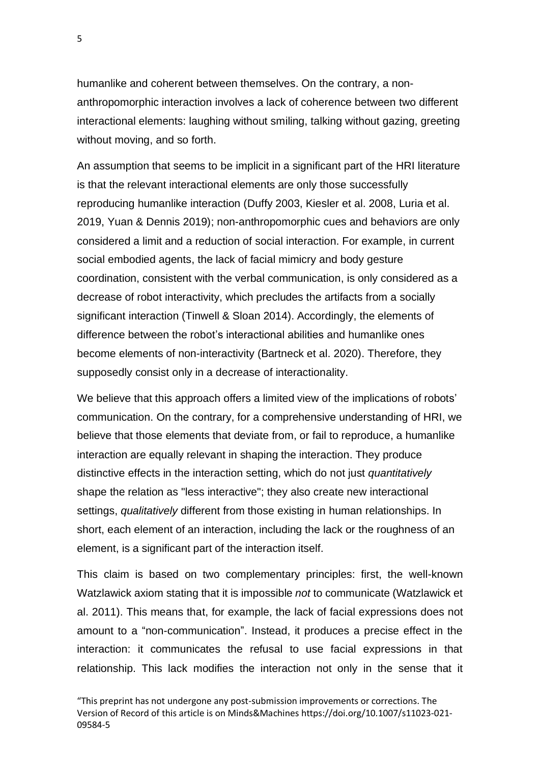humanlike and coherent between themselves. On the contrary, a non-anthropomorphic interaction involves a lack of coherence between two different interactional elements: laughing without smiling, talking without gazing, greeting without moving, and so forth.

An assumption that seems to be implicit in a significant part of the HRI literature is that the relevant interactional elements are only those successfully reproducing humanlike interaction (Duffy 2003, Kiesler et al. 2008, Luria et al. 2019, Yuan & Dennis 2019); non-anthropomorphic cues and behaviors are only considered a limit and a reduction of social interaction. For example, in current social embodied agents, the lack of facial mimicry and body gesture coordination, consistent with the verbal communication, is only considered as a decrease of robot interactivity, which precludes the artifacts from a socially significant interaction (Tinwell & Sloan 2014). Accordingly, the elements of difference between the robot's interactional abilities and humanlike ones become elements of non-interactivity (Bartneck et al. 2020). Therefore, they supposedly consist only in a decrease of interactionality.

We believe that this approach offers a limited view of the implications of robots' communication. On the contrary, for a comprehensive understanding of HRI, we believe that those elements that deviate from, or fail to reproduce, a humanlike interaction are equally relevant in shaping the interaction. They produce distinctive effects in the interaction setting, which do not just *quantitatively* shape the relation as "less interactive"; they also create new interactional settings, *qualitatively* different from those existing in human relationships. In short, each element of an interaction, including the lack or the roughness of an element, is a significant part of the interaction itself.

This claim is based on two complementary principles: first, the well-known Watzlawick axiom stating that it is impossible *not* to communicate (Watzlawick et al. 2011). This means that, for example, the lack of facial expressions does not amount to a "non-communication". Instead, it produces a precise effect in the interaction: it communicates the refusal to use facial expressions in that relationship. This lack modifies the interaction not only in the sense that it

"This preprint has not undergone any post-submission improvements or corrections. The Version of Record of this article is on Minds&Machines https://doi.org/10.1007/s11023-021-09584-5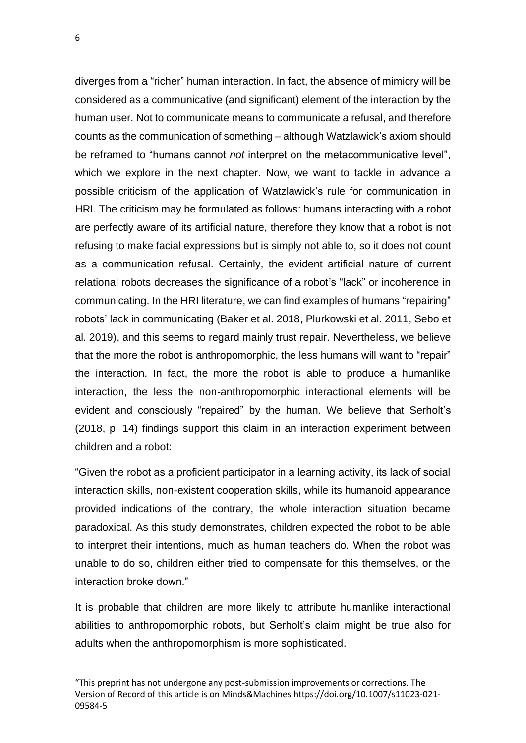diverges from a "richer" human interaction. In fact, the absence of mimicry will be considered as a communicative (and significant) element of the interaction by the human user. Not to communicate means to communicate a refusal, and therefore counts as the communication of something – although Watzlawick's axiom should be reframed to "humans cannot *not* interpret on the metacommunicative level", which we explore in the next chapter. Now, we want to tackle in advance a possible criticism of the application of Watzlawick's rule for communication in HRI. The criticism may be formulated as follows: humans interacting with a robot are perfectly aware of its artificial nature, therefore they know that a robot is not refusing to make facial expressions but is simply not able to, so it does not count as a communication refusal. Certainly, the evident artificial nature of current relational robots decreases the significance of a robot's "lack" or incoherence in communicating. In the HRI literature, we can find examples of humans "repairing" robots' lack in communicating (Baker et al. 2018, Plurkowski et al. 2011, Sebo et al. 2019), and this seems to regard mainly trust repair. Nevertheless, we believe that the more the robot is anthropomorphic, the less humans will want to "repair" the interaction. In fact, the more the robot is able to produce a humanlike interaction, the less the non-anthropomorphic interactional elements will be evident and consciously "repaired" by the human. We believe that Serholt's (2018, p. 14) findings support this claim in an interaction experiment between children and a robot:

"Given the robot as a proficient participator in a learning activity, its lack of social interaction skills, non-existent cooperation skills, while its humanoid appearance provided indications of the contrary, the whole interaction situation became paradoxical. As this study demonstrates, children expected the robot to be able to interpret their intentions, much as human teachers do. When the robot was unable to do so, children either tried to compensate for this themselves, or the interaction broke down."

It is probable that children are more likely to attribute humanlike interactional abilities to anthropomorphic robots, but Serholt's claim might be true also for adults when the anthropomorphism is more sophisticated.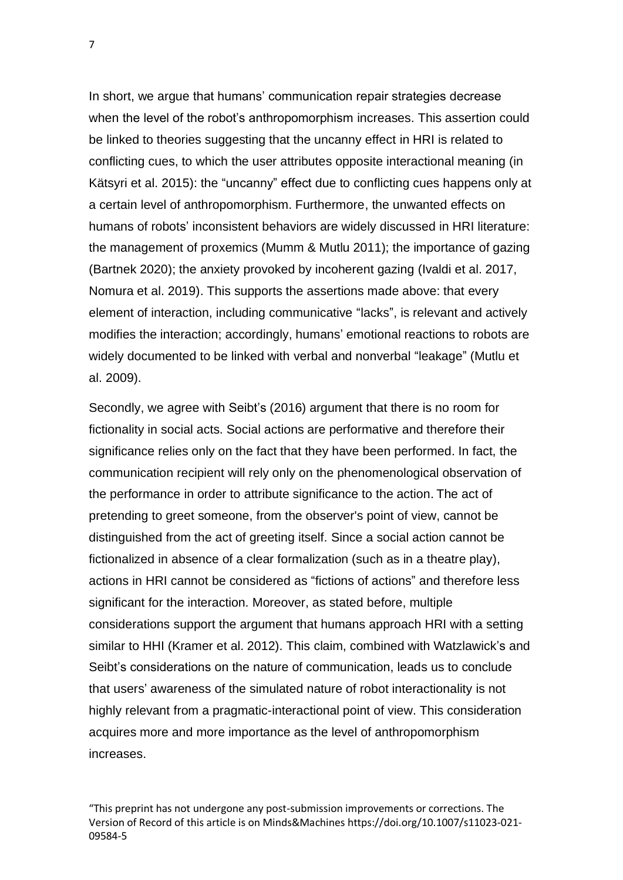In short, we argue that humans' communication repair strategies decrease when the level of the robot's anthropomorphism increases. This assertion could be linked to theories suggesting that the uncanny effect in HRI is related to conflicting cues, to which the user attributes opposite interactional meaning (in Kätsyri et al. 2015): the "uncanny" effect due to conflicting cues happens only at a certain level of anthropomorphism. Furthermore, the unwanted effects on humans of robots' inconsistent behaviors are widely discussed in HRI literature: the management of proxemics (Mumm & Mutlu 2011); the importance of gazing (Bartnek 2020); the anxiety provoked by incoherent gazing (Ivaldi et al. 2017, Nomura et al. 2019). This supports the assertions made above: that every element of interaction, including communicative "lacks", is relevant and actively modifies the interaction; accordingly, humans' emotional reactions to robots are widely documented to be linked with verbal and nonverbal "leakage" (Mutlu et al. 2009).

Secondly, we agree with Seibt's (2016) argument that there is no room for fictionality in social acts. Social actions are performative and therefore their significance relies only on the fact that they have been performed. In fact, the communication recipient will rely only on the phenomenological observation of the performance in order to attribute significance to the action. The act of pretending to greet someone, from the observer's point of view, cannot be distinguished from the act of greeting itself. Since a social action cannot be fictionalized in absence of a clear formalization (such as in a theatre play), actions in HRI cannot be considered as "fictions of actions" and therefore less significant for the interaction. Moreover, as stated before, multiple considerations support the argument that humans approach HRI with a setting similar to HHI (Kramer et al. 2012). This claim, combined with Watzlawick's and Seibt's considerations on the nature of communication, leads us to conclude that users' awareness of the simulated nature of robot interactionality is not highly relevant from a pragmatic-interactional point of view. This consideration acquires more and more importance as the level of anthropomorphism increases.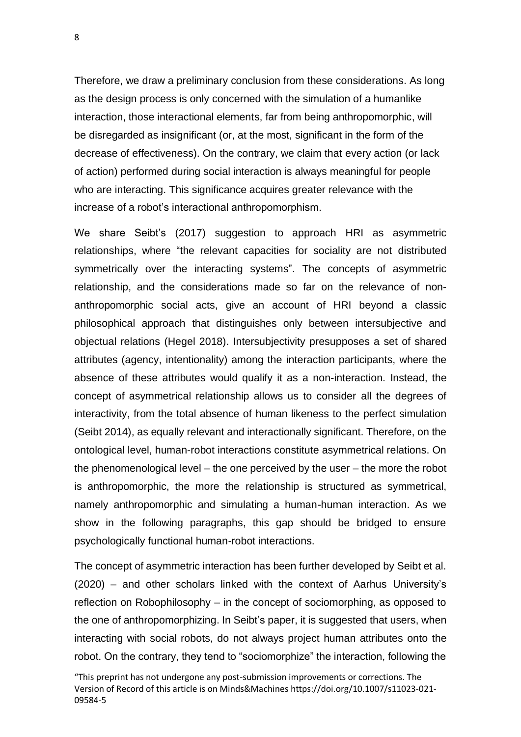Therefore, we draw a preliminary conclusion from these considerations. As long as the design process is only concerned with the simulation of a humanlike interaction, those interactional elements, far from being anthropomorphic, will be disregarded as insignificant (or, at the most, significant in the form of the decrease of effectiveness). On the contrary, we claim that every action (or lack of action) performed during social interaction is always meaningful for people who are interacting. This significance acquires greater relevance with the increase of a robot's interactional anthropomorphism.

We share Seibt's (2017) suggestion to approach HRI as asymmetric relationships, where "the relevant capacities for sociality are not distributed symmetrically over the interacting systems". The concepts of asymmetric relationship, and the considerations made so far on the relevance of non-anthropomorphic social acts, give an account of HRI beyond a classic philosophical approach that distinguishes only between intersubjective and objectual relations (Hegel 2018). Intersubjectivity presupposes a set of shared attributes (agency, intentionality) among the interaction participants, where the absence of these attributes would qualify it as a non-interaction. Instead, the concept of asymmetrical relationship allows us to consider all the degrees of interactivity, from the total absence of human likeness to the perfect simulation (Seibt 2014), as equally relevant and interactionally significant. Therefore, on the ontological level, human-robot interactions constitute asymmetrical relations. On the phenomenological level – the one perceived by the user – the more the robot is anthropomorphic, the more the relationship is structured as symmetrical, namely anthropomorphic and simulating a human-human interaction. As we show in the following paragraphs, this gap should be bridged to ensure psychologically functional human-robot interactions.

The concept of asymmetric interaction has been further developed by Seibt et al. (2020) – and other scholars linked with the context of Aarhus University's reflection on Robophilosophy – in the concept of sociomorphing, as opposed to the one of anthropomorphizing. In Seibt's paper, it is suggested that users, when interacting with social robots, do not always project human attributes onto the robot. On the contrary, they tend to "sociomorphize" the interaction, following the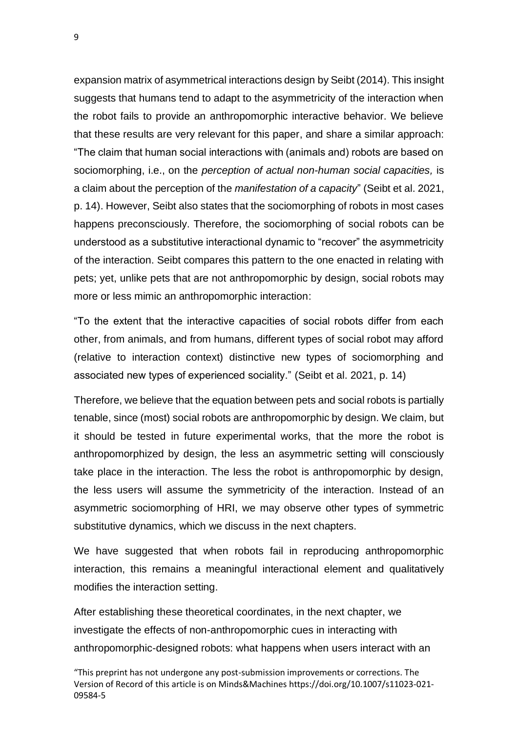expansion matrix of asymmetrical interactions design by Seibt (2014). This insight suggests that humans tend to adapt to the asymmetricity of the interaction when the robot fails to provide an anthropomorphic interactive behavior. We believe that these results are very relevant for this paper, and share a similar approach: "The claim that human social interactions with (animals and) robots are based on sociomorphing, i.e., on the *perception of actual non-human social capacities,* is a claim about the perception of the *manifestation of a capacity*" (Seibt et al. 2021, p. 14). However, Seibt also states that the sociomorphing of robots in most cases happens preconsciously. Therefore, the sociomorphing of social robots can be understood as a substitutive interactional dynamic to "recover" the asymmetricity of the interaction. Seibt compares this pattern to the one enacted in relating with pets; yet, unlike pets that are not anthropomorphic by design, social robots may more or less mimic an anthropomorphic interaction:

"To the extent that the interactive capacities of social robots differ from each other, from animals, and from humans, different types of social robot may afford (relative to interaction context) distinctive new types of sociomorphing and associated new types of experienced sociality." (Seibt et al. 2021, p. 14)

Therefore, we believe that the equation between pets and social robots is partially tenable, since (most) social robots are anthropomorphic by design. We claim, but it should be tested in future experimental works, that the more the robot is anthropomorphized by design, the less an asymmetric setting will consciously take place in the interaction. The less the robot is anthropomorphic by design, the less users will assume the symmetricity of the interaction. Instead of an asymmetric sociomorphing of HRI, we may observe other types of symmetric substitutive dynamics, which we discuss in the next chapters.

We have suggested that when robots fail in reproducing anthropomorphic interaction, this remains a meaningful interactional element and qualitatively modifies the interaction setting.

After establishing these theoretical coordinates, in the next chapter, we investigate the effects of non-anthropomorphic cues in interacting with anthropomorphic-designed robots: what happens when users interact with an

"This preprint has not undergone any post-submission improvements or corrections. The Version of Record of this article is on Minds&Machines https://doi.org/10.1007/s11023-021-09584-5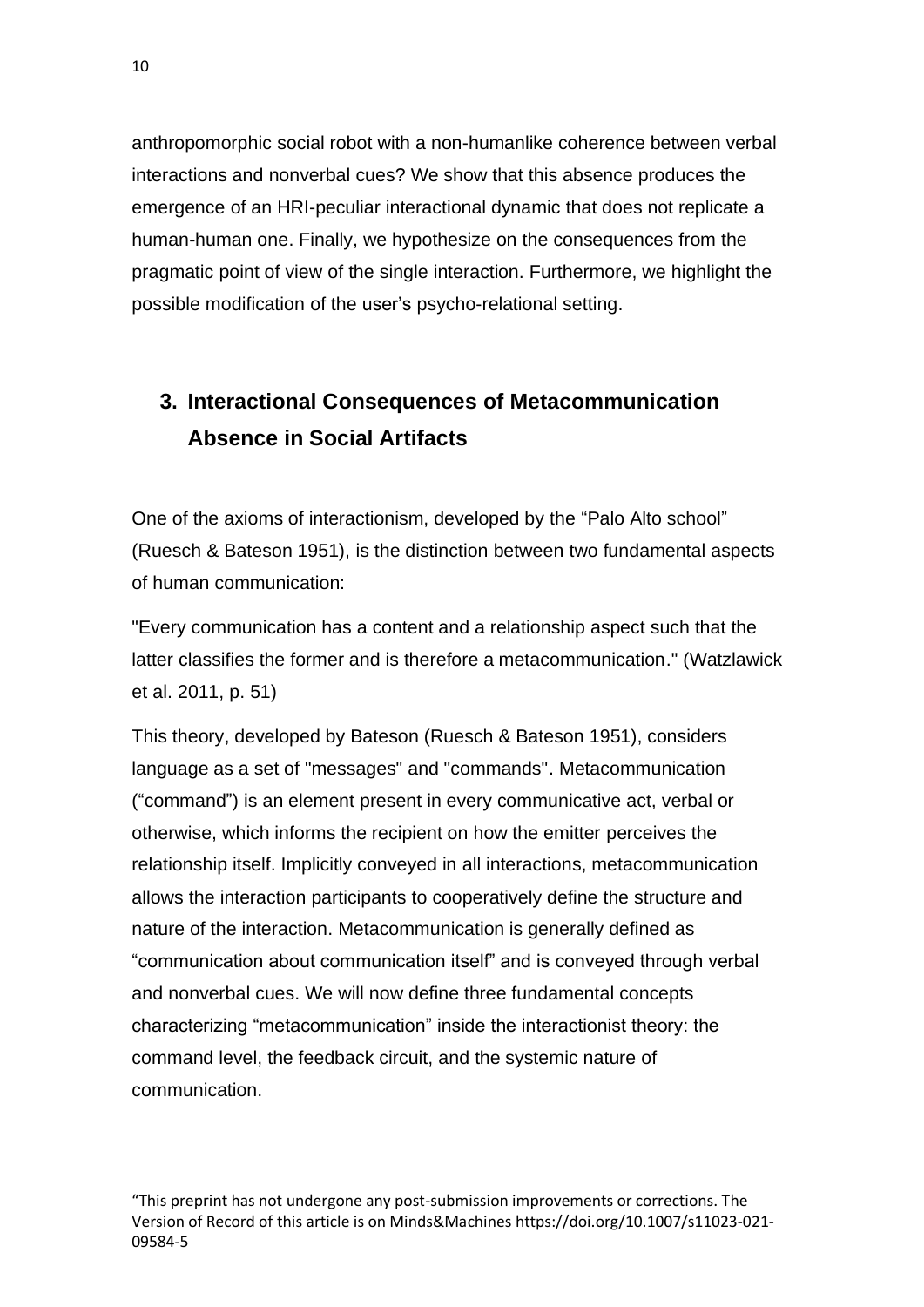anthropomorphic social robot with a non-humanlike coherence between verbal interactions and nonverbal cues? We show that this absence produces the emergence of an HRI-peculiar interactional dynamic that does not replicate a human-human one. Finally, we hypothesize on the consequences from the pragmatic point of view of the single interaction. Furthermore, we highlight the possible modification of the user's psycho-relational setting.

## 3. Interactional Consequences of Metacommunication Absence in Social Artifacts

One of the axioms of interactionism, developed by the "Palo Alto school" (Ruesch & Bateson 1951), is the distinction between two fundamental aspects of human communication:

"Every communication has a content and a relationship aspect such that the latter classifies the former and is therefore a metacommunication." (Watzlawick et al. 2011, p. 51)

This theory, developed by Bateson (Ruesch & Bateson 1951), considers language as a set of "messages" and "commands". Metacommunication ("command") is an element present in every communicative act, verbal or otherwise, which informs the recipient on how the emitter perceives the relationship itself. Implicitly conveyed in all interactions, metacommunication allows the interaction participants to cooperatively define the structure and nature of the interaction. Metacommunication is generally defined as "communication about communication itself" and is conveyed through verbal and nonverbal cues. We will now define three fundamental concepts characterizing "metacommunication" inside the interactionist theory: the command level, the feedback circuit, and the systemic nature of communication.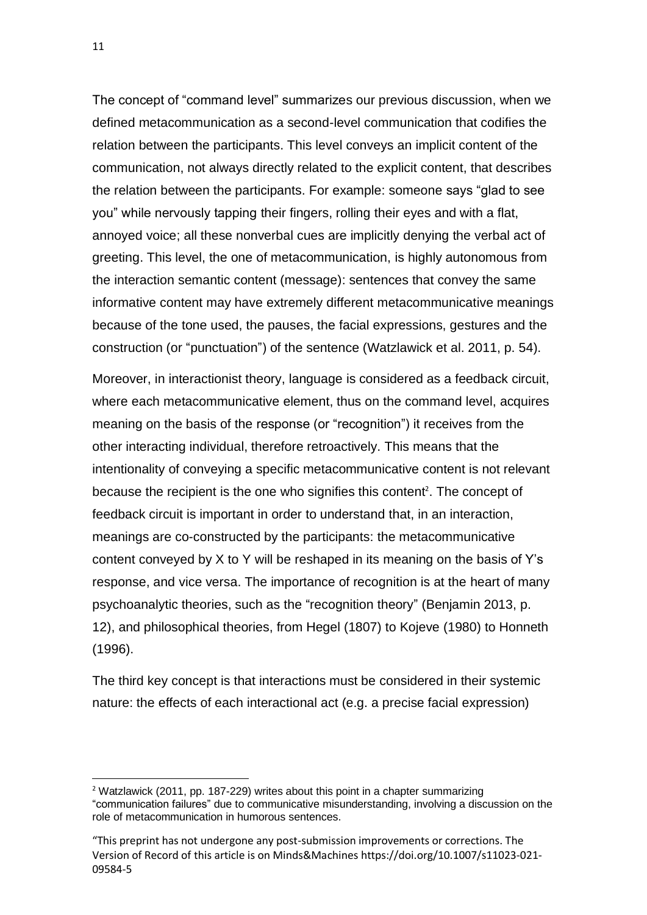The concept of "command level" summarizes our previous discussion, when we defined metacommunication as a second-level communication that codifies the relation between the participants. This level conveys an implicit content of the communication, not always directly related to the explicit content, that describes the relation between the participants. For example: someone says "glad to see you" while nervously tapping their fingers, rolling their eyes and with a flat, annoyed voice; all these nonverbal cues are implicitly denying the verbal act of greeting. This level, the one of metacommunication, is highly autonomous from the interaction semantic content (message): sentences that convey the same informative content may have extremely different metacommunicative meanings because of the tone used, the pauses, the facial expressions, gestures and the construction (or "punctuation") of the sentence (Watzlawick et al. 2011, p. 54).

Moreover, in interactionist theory, language is considered as a feedback circuit, where each metacommunicative element, thus on the command level, acquires meaning on the basis of the response (or "recognition") it receives from the other interacting individual, therefore retroactively. This means that the intentionality of conveying a specific metacommunicative content is not relevant because the recipient is the one who signifies this content[2]. The concept of feedback circuit is important in order to understand that, in an interaction, meanings are co-constructed by the participants: the metacommunicative content conveyed by X to Y will be reshaped in its meaning on the basis of Y's response, and vice versa. The importance of recognition is at the heart of many psychoanalytic theories, such as the "recognition theory" (Benjamin 2013, p. 12), and philosophical theories, from Hegel (1807) to Kojeve (1980) to Honneth (1996).

The third key concept is that interactions must be considered in their systemic nature: the effects of each interactional act (e.g. a precise facial expression)

[2] Watzlawick (2011, pp. 187-229) writes about this point in a chapter summarizing "communication failures" due to communicative misunderstanding, involving a discussion on the role of metacommunication in humorous sentences.

"This preprint has not undergone any post-submission improvements or corrections. The Version of Record of this article is on Minds&Machines https://doi.org/10.1007/s11023-021-09584-5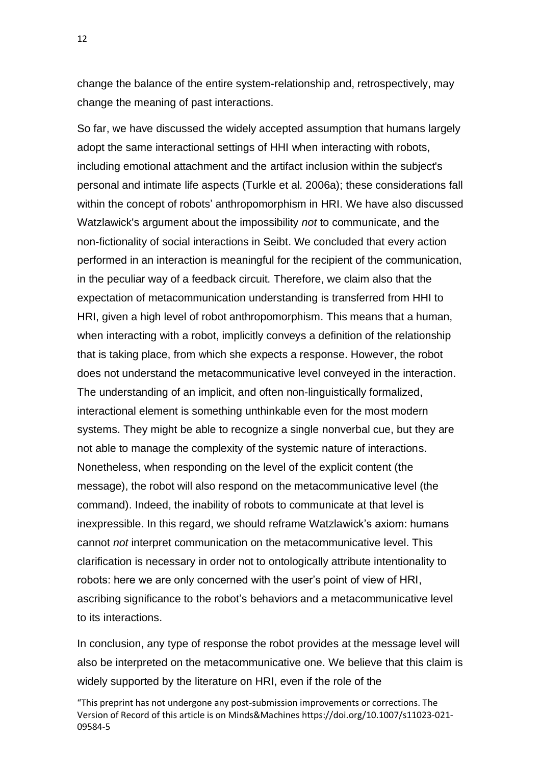change the balance of the entire system-relationship and, retrospectively, may change the meaning of past interactions.

So far, we have discussed the widely accepted assumption that humans largely adopt the same interactional settings of HHI when interacting with robots, including emotional attachment and the artifact inclusion within the subject's personal and intimate life aspects (Turkle et al. 2006a); these considerations fall within the concept of robots' anthropomorphism in HRI. We have also discussed Watzlawick's argument about the impossibility *not* to communicate, and the non-fictionality of social interactions in Seibt. We concluded that every action performed in an interaction is meaningful for the recipient of the communication, in the peculiar way of a feedback circuit. Therefore, we claim also that the expectation of metacommunication understanding is transferred from HHI to HRI, given a high level of robot anthropomorphism. This means that a human, when interacting with a robot, implicitly conveys a definition of the relationship that is taking place, from which she expects a response. However, the robot does not understand the metacommunicative level conveyed in the interaction. The understanding of an implicit, and often non-linguistically formalized, interactional element is something unthinkable even for the most modern systems. They might be able to recognize a single nonverbal cue, but they are not able to manage the complexity of the systemic nature of interactions. Nonetheless, when responding on the level of the explicit content (the message), the robot will also respond on the metacommunicative level (the command). Indeed, the inability of robots to communicate at that level is inexpressible. In this regard, we should reframe Watzlawick's axiom: humans cannot *not* interpret communication on the metacommunicative level. This clarification is necessary in order not to ontologically attribute intentionality to robots: here we are only concerned with the user's point of view of HRI, ascribing significance to the robot's behaviors and a metacommunicative level to its interactions.

In conclusion, any type of response the robot provides at the message level will also be interpreted on the metacommunicative one. We believe that this claim is widely supported by the literature on HRI, even if the role of the

"This preprint has not undergone any post-submission improvements or corrections. The Version of Record of this article is on Minds&Machines https://doi.org/10.1007/s11023-021-09584-5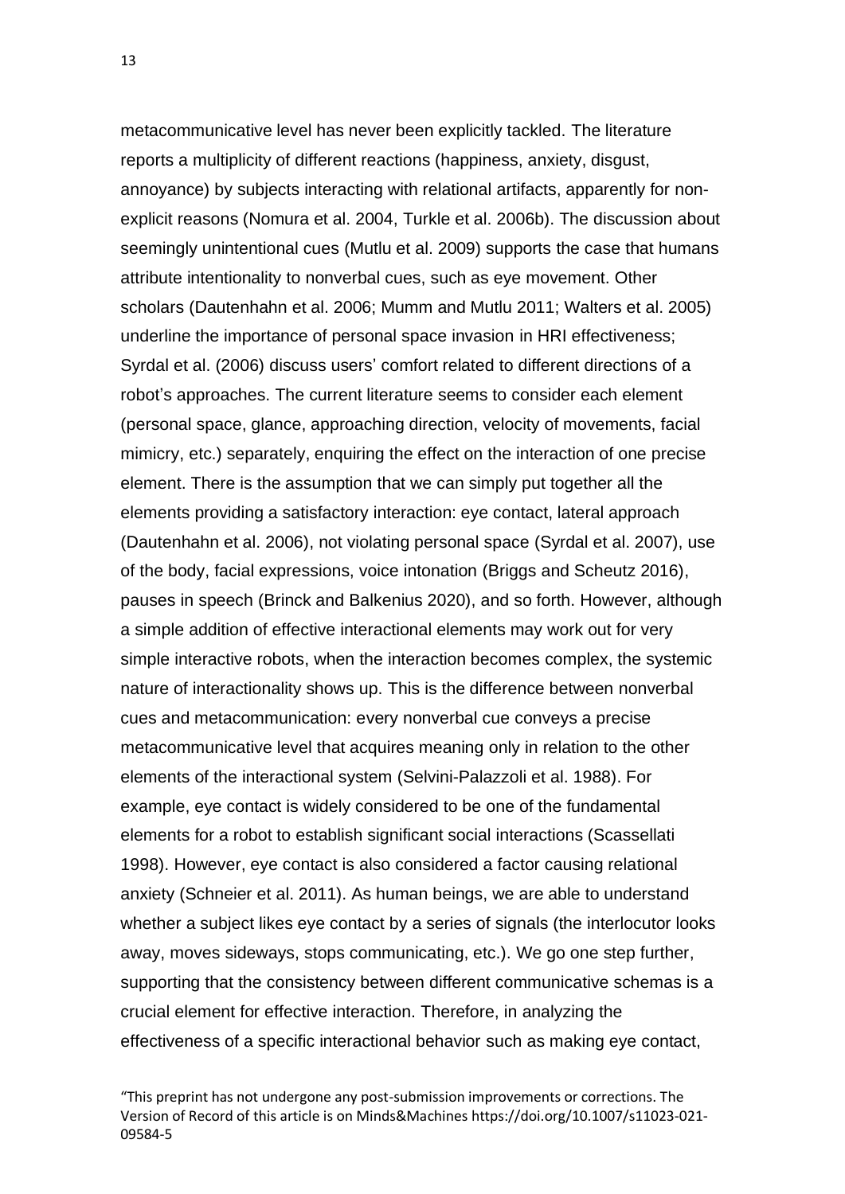metacommunicative level has never been explicitly tackled. The literature reports a multiplicity of different reactions (happiness, anxiety, disgust, annoyance) by subjects interacting with relational artifacts, apparently for non-explicit reasons (Nomura et al. 2004, Turkle et al. 2006b). The discussion about seemingly unintentional cues (Mutlu et al. 2009) supports the case that humans attribute intentionality to nonverbal cues, such as eye movement. Other scholars (Dautenhahn et al. 2006; Mumm and Mutlu 2011; Walters et al. 2005) underline the importance of personal space invasion in HRI effectiveness; Syrdal et al. (2006) discuss users' comfort related to different directions of a robot's approaches. The current literature seems to consider each element (personal space, glance, approaching direction, velocity of movements, facial mimicry, etc.) separately, enquiring the effect on the interaction of one precise element. There is the assumption that we can simply put together all the elements providing a satisfactory interaction: eye contact, lateral approach (Dautenhahn et al. 2006), not violating personal space (Syrdal et al. 2007), use of the body, facial expressions, voice intonation (Briggs and Scheutz 2016), pauses in speech (Brinck and Balkenius 2020), and so forth. However, although a simple addition of effective interactional elements may work out for very simple interactive robots, when the interaction becomes complex, the systemic nature of interactionality shows up. This is the difference between nonverbal cues and metacommunication: every nonverbal cue conveys a precise metacommunicative level that acquires meaning only in relation to the other elements of the interactional system (Selvini-Palazzoli et al. 1988). For example, eye contact is widely considered to be one of the fundamental elements for a robot to establish significant social interactions (Scassellati 1998). However, eye contact is also considered a factor causing relational anxiety (Schneier et al. 2011). As human beings, we are able to understand whether a subject likes eye contact by a series of signals (the interlocutor looks away, moves sideways, stops communicating, etc.). We go one step further, supporting that the consistency between different communicative schemas is a crucial element for effective interaction. Therefore, in analyzing the effectiveness of a specific interactional behavior such as making eye contact,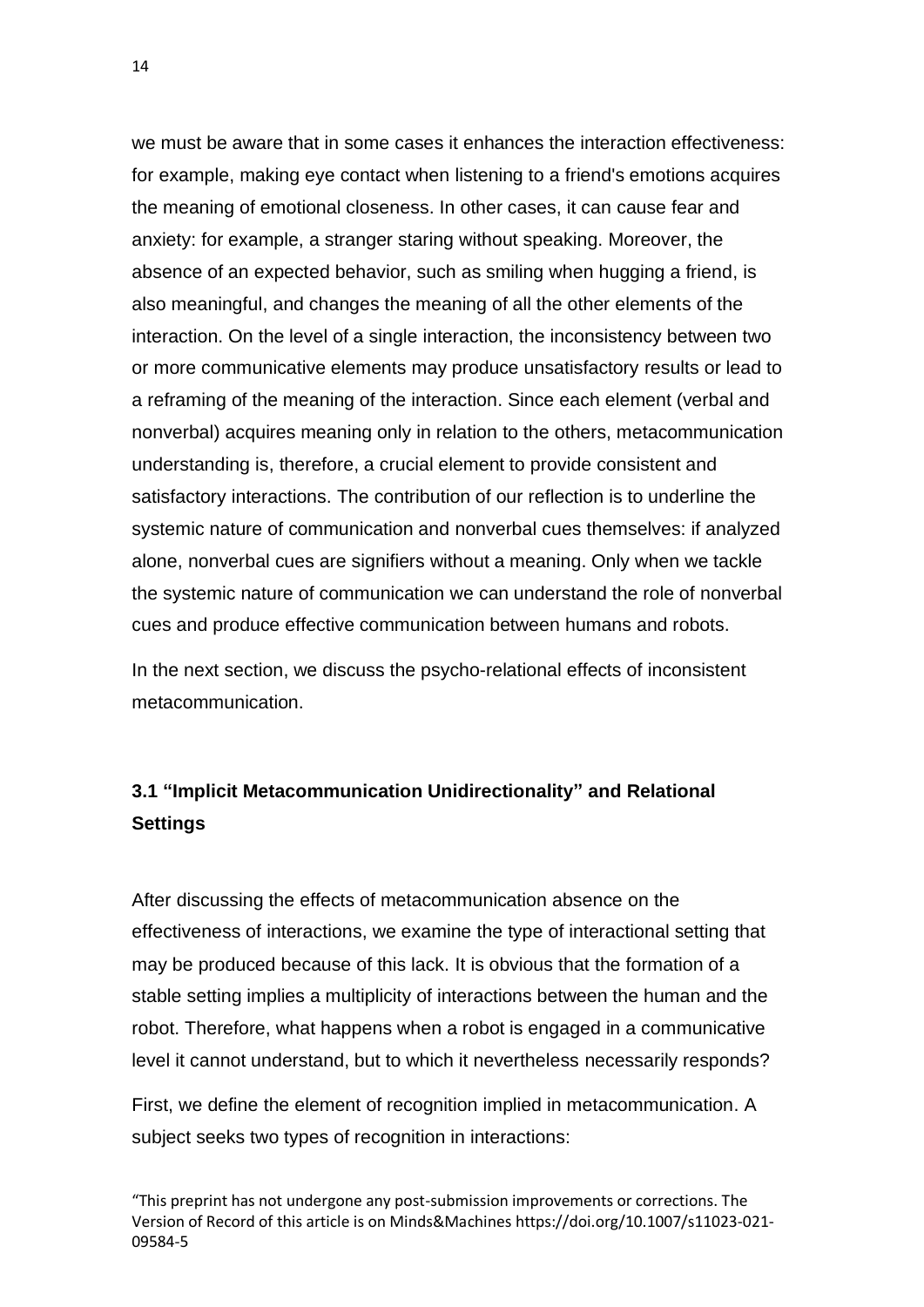we must be aware that in some cases it enhances the interaction effectiveness: for example, making eye contact when listening to a friend's emotions acquires the meaning of emotional closeness. In other cases, it can cause fear and anxiety: for example, a stranger staring without speaking. Moreover, the absence of an expected behavior, such as smiling when hugging a friend, is also meaningful, and changes the meaning of all the other elements of the interaction. On the level of a single interaction, the inconsistency between two or more communicative elements may produce unsatisfactory results or lead to a reframing of the meaning of the interaction. Since each element (verbal and nonverbal) acquires meaning only in relation to the others, metacommunication understanding is, therefore, a crucial element to provide consistent and satisfactory interactions. The contribution of our reflection is to underline the systemic nature of communication and nonverbal cues themselves: if analyzed alone, nonverbal cues are signifiers without a meaning. Only when we tackle the systemic nature of communication we can understand the role of nonverbal cues and produce effective communication between humans and robots.

In the next section, we discuss the psycho-relational effects of inconsistent metacommunication.

### 3.1 "Implicit Metacommunication Unidirectionality" and Relational Settings

After discussing the effects of metacommunication absence on the effectiveness of interactions, we examine the type of interactional setting that may be produced because of this lack. It is obvious that the formation of a stable setting implies a multiplicity of interactions between the human and the robot. Therefore, what happens when a robot is engaged in a communicative level it cannot understand, but to which it nevertheless necessarily responds?

First, we define the element of recognition implied in metacommunication. A subject seeks two types of recognition in interactions:

"This preprint has not undergone any post-submission improvements or corrections. The Version of Record of this article is on Minds&Machines https://doi.org/10.1007/s11023-021-09584-5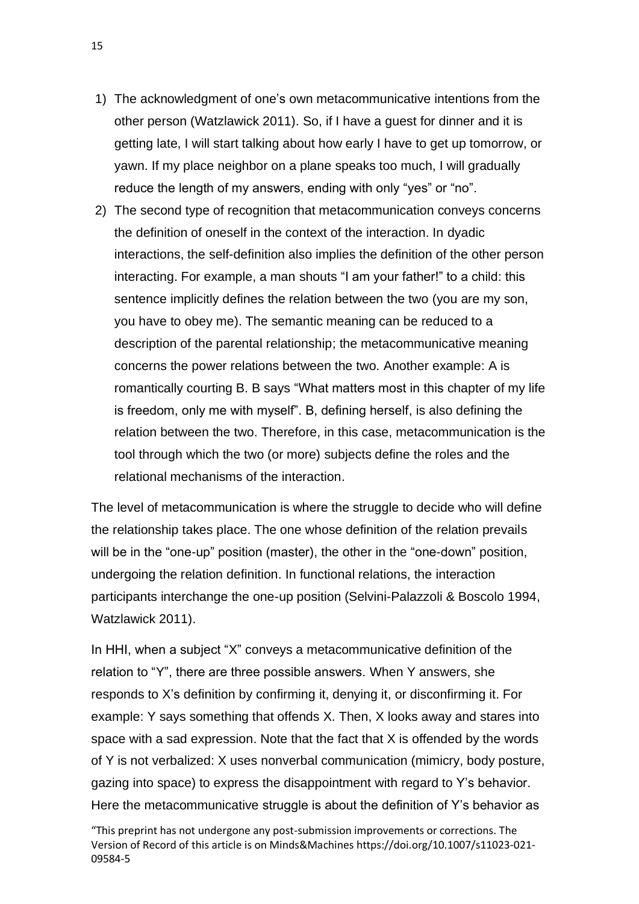1) The acknowledgment of one's own metacommunicative intentions from the other person (Watzlawick 2011). So, if I have a guest for dinner and it is getting late, I will start talking about how early I have to get up tomorrow, or yawn. If my place neighbor on a plane speaks too much, I will gradually reduce the length of my answers, ending with only "yes" or "no".
2) The second type of recognition that metacommunication conveys concerns the definition of oneself in the context of the interaction. In dyadic interactions, the self-definition also implies the definition of the other person interacting. For example, a man shouts "I am your father!" to a child: this sentence implicitly defines the relation between the two (you are my son, you have to obey me). The semantic meaning can be reduced to a description of the parental relationship; the metacommunicative meaning concerns the power relations between the two. Another example: A is romantically courting B. B says "What matters most in this chapter of my life is freedom, only me with myself". B, defining herself, is also defining the relation between the two. Therefore, in this case, metacommunication is the tool through which the two (or more) subjects define the roles and the relational mechanisms of the interaction.

The level of metacommunication is where the struggle to decide who will define the relationship takes place. The one whose definition of the relation prevails will be in the "one-up" position (master), the other in the "one-down" position, undergoing the relation definition. In functional relations, the interaction participants interchange the one-up position (Selvini-Palazzoli & Boscolo 1994, Watzlawick 2011).

In HHI, when a subject "X" conveys a metacommunicative definition of the relation to "Y", there are three possible answers. When Y answers, she responds to X's definition by confirming it, denying it, or disconfirming it. For example: Y says something that offends X. Then, X looks away and stares into space with a sad expression. Note that the fact that X is offended by the words of Y is not verbalized: X uses nonverbal communication (mimicry, body posture, gazing into space) to express the disappointment with regard to Y's behavior. Here the metacommunicative struggle is about the definition of Y's behavior as

"This preprint has not undergone any post-submission improvements or corrections. The Version of Record of this article is on Minds&Machines https://doi.org/10.1007/s11023-021-09584-5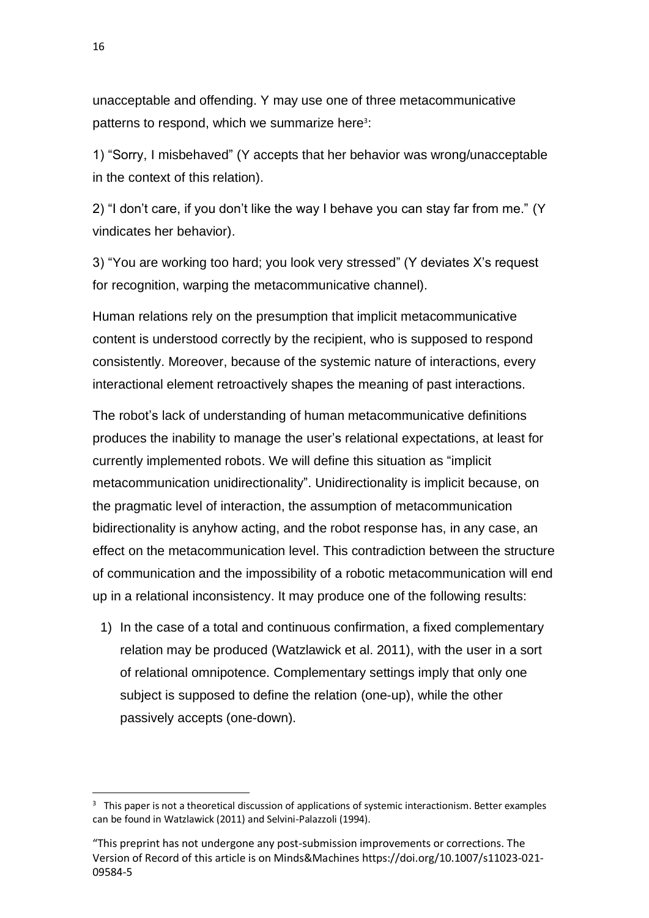unacceptable and offending. Y may use one of three metacommunicative patterns to respond, which we summarize here[3]:

1) “Sorry, I misbehaved” (Y accepts that her behavior was wrong/unacceptable in the context of this relation).

2) “I don’t care, if you don’t like the way I behave you can stay far from me.” (Y vindicates her behavior).

3) “You are working too hard; you look very stressed” (Y deviates X’s request for recognition, warping the metacommunicative channel).

Human relations rely on the presumption that implicit metacommunicative content is understood correctly by the recipient, who is supposed to respond consistently. Moreover, because of the systemic nature of interactions, every interactional element retroactively shapes the meaning of past interactions.

The robot’s lack of understanding of human metacommunicative definitions produces the inability to manage the user’s relational expectations, at least for currently implemented robots. We will define this situation as “implicit metacommunication unidirectionality”. Unidirectionality is implicit because, on the pragmatic level of interaction, the assumption of metacommunication bidirectionality is anyhow acting, and the robot response has, in any case, an effect on the metacommunication level. This contradiction between the structure of communication and the impossibility of a robotic metacommunication will end up in a relational inconsistency. It may produce one of the following results:

1) In the case of a total and continuous confirmation, a fixed complementary relation may be produced (Watzlawick et al. 2011), with the user in a sort of relational omnipotence. Complementary settings imply that only one subject is supposed to define the relation (one-up), while the other passively accepts (one-down).

[3] This paper is not a theoretical discussion of applications of systemic interactionism. Better examples can be found in Watzlawick (2011) and Selvini-Palazzoli (1994).

“This preprint has not undergone any post-submission improvements or corrections. The Version of Record of this article is on Minds&Machines https://doi.org/10.1007/s11023-021-09584-5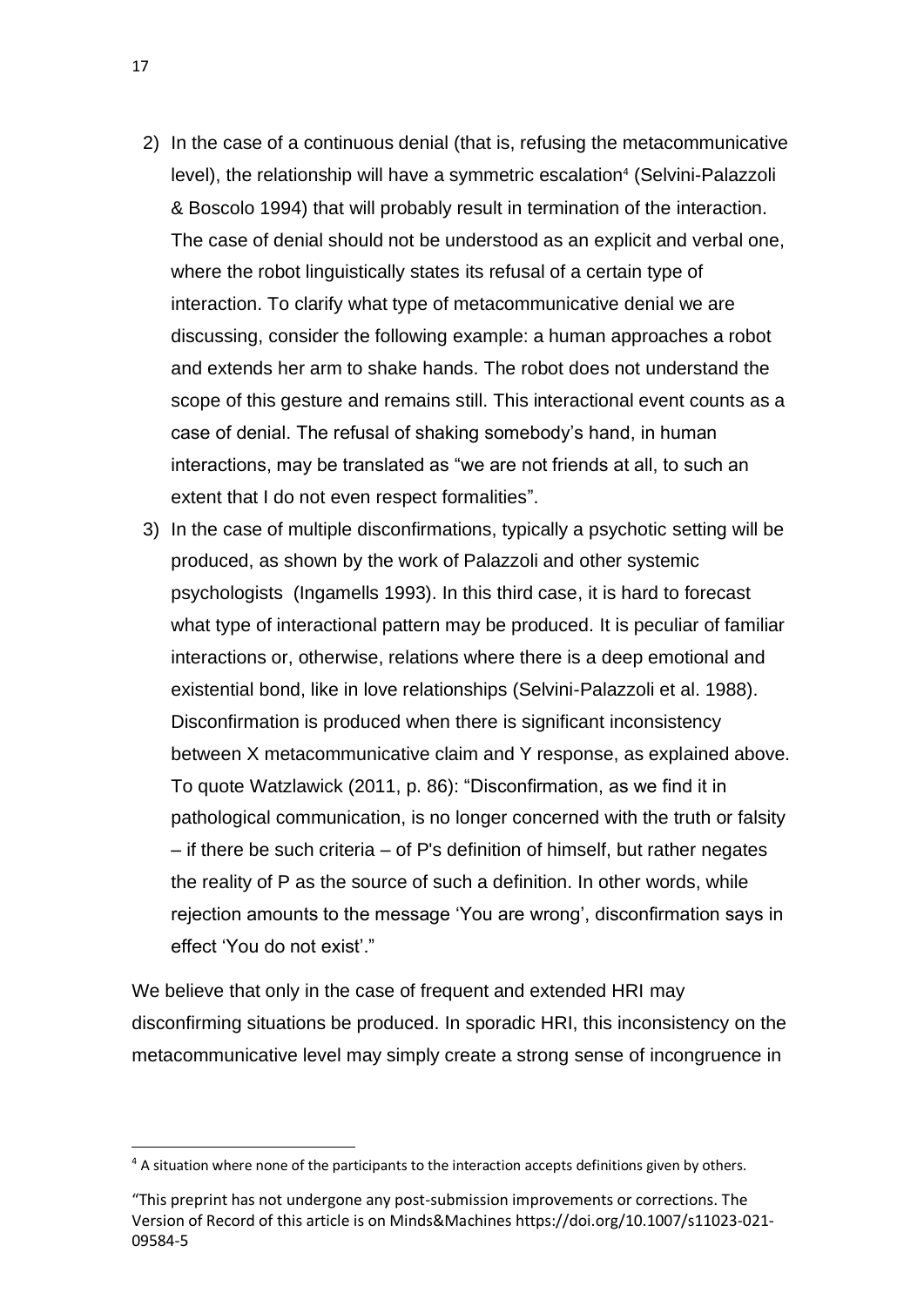2) In the case of a continuous denial (that is, refusing the metacommunicative level), the relationship will have a symmetric escalation[4] (Selvini-Palazzoli & Boscolo 1994) that will probably result in termination of the interaction. The case of denial should not be understood as an explicit and verbal one, where the robot linguistically states its refusal of a certain type of interaction. To clarify what type of metacommunicative denial we are discussing, consider the following example: a human approaches a robot and extends her arm to shake hands. The robot does not understand the scope of this gesture and remains still. This interactional event counts as a case of denial. The refusal of shaking somebody's hand, in human interactions, may be translated as "we are not friends at all, to such an extent that I do not even respect formalities".
3) In the case of multiple disconfirmations, typically a psychotic setting will be produced, as shown by the work of Palazzoli and other systemic psychologists (Ingamells 1993). In this third case, it is hard to forecast what type of interactional pattern may be produced. It is peculiar of familiar interactions or, otherwise, relations where there is a deep emotional and existential bond, like in love relationships (Selvini-Palazzoli et al. 1988). Disconfirmation is produced when there is significant inconsistency between X metacommunicative claim and Y response, as explained above. To quote Watzlawick (2011, p. 86): "Disconfirmation, as we find it in pathological communication, is no longer concerned with the truth or falsity – if there be such criteria – of P's definition of himself, but rather negates the reality of P as the source of such a definition. In other words, while rejection amounts to the message 'You are wrong', disconfirmation says in effect 'You do not exist'."

We believe that only in the case of frequent and extended HRI may disconfirming situations be produced. In sporadic HRI, this inconsistency on the metacommunicative level may simply create a strong sense of incongruence in

[4] A situation where none of the participants to the interaction accepts definitions given by others.

"This preprint has not undergone any post-submission improvements or corrections. The Version of Record of this article is on Minds&Machines https://doi.org/10.1007/s11023-021-09584-5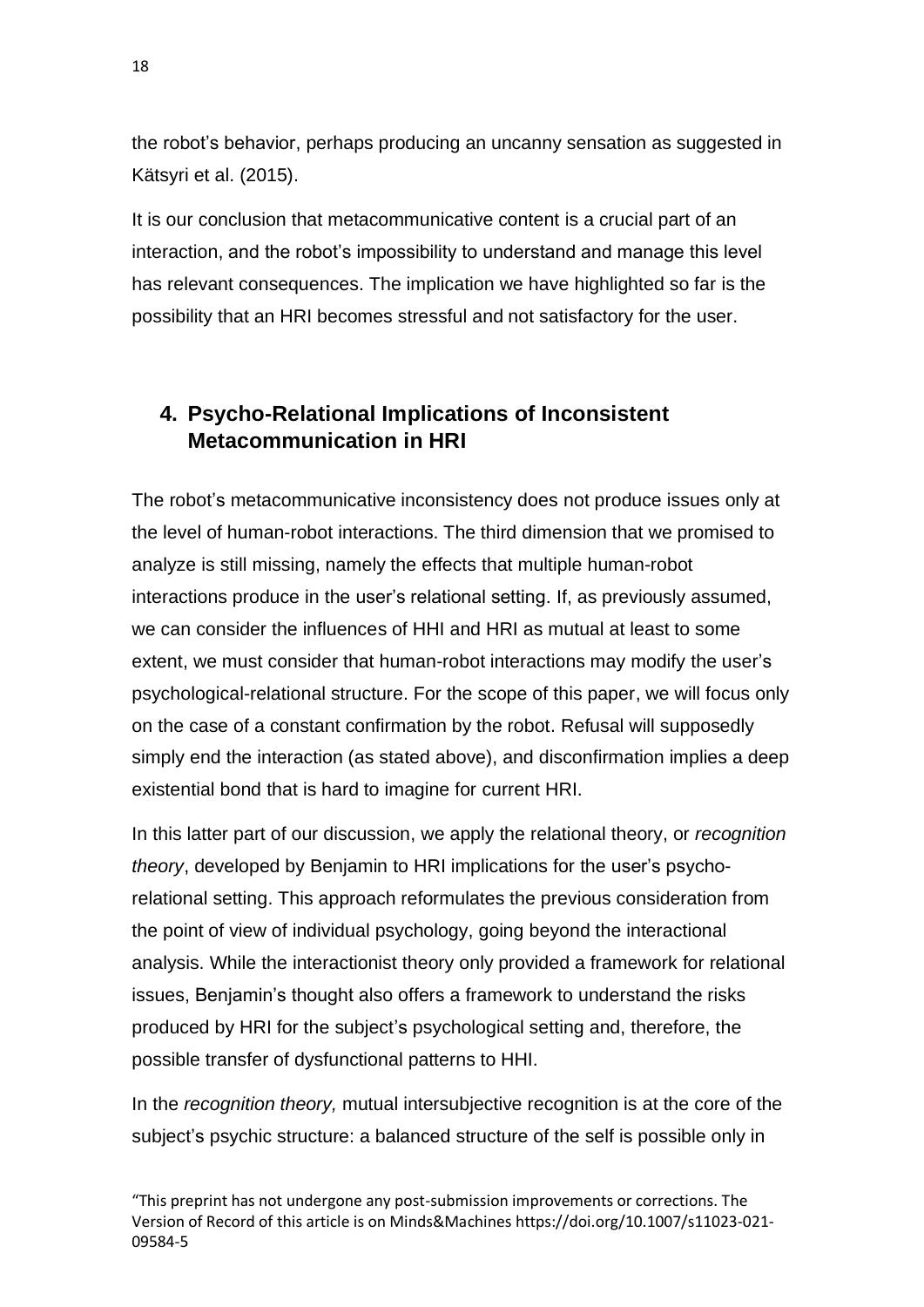the robot's behavior, perhaps producing an uncanny sensation as suggested in Kätsyri et al. (2015).

It is our conclusion that metacommunicative content is a crucial part of an interaction, and the robot's impossibility to understand and manage this level has relevant consequences. The implication we have highlighted so far is the possibility that an HRI becomes stressful and not satisfactory for the user.

## 4. Psycho-Relational Implications of Inconsistent Metacommunication in HRI

The robot's metacommunicative inconsistency does not produce issues only at the level of human-robot interactions. The third dimension that we promised to analyze is still missing, namely the effects that multiple human-robot interactions produce in the user's relational setting. If, as previously assumed, we can consider the influences of HHI and HRI as mutual at least to some extent, we must consider that human-robot interactions may modify the user's psychological-relational structure. For the scope of this paper, we will focus only on the case of a constant confirmation by the robot. Refusal will supposedly simply end the interaction (as stated above), and disconfirmation implies a deep existential bond that is hard to imagine for current HRI.

In this latter part of our discussion, we apply the relational theory, or *recognition theory*, developed by Benjamin to HRI implications for the user's psycho-relational setting. This approach reformulates the previous consideration from the point of view of individual psychology, going beyond the interactional analysis. While the interactionist theory only provided a framework for relational issues, Benjamin's thought also offers a framework to understand the risks produced by HRI for the subject's psychological setting and, therefore, the possible transfer of dysfunctional patterns to HHI.

In the *recognition theory,* mutual intersubjective recognition is at the core of the subject's psychic structure: a balanced structure of the self is possible only in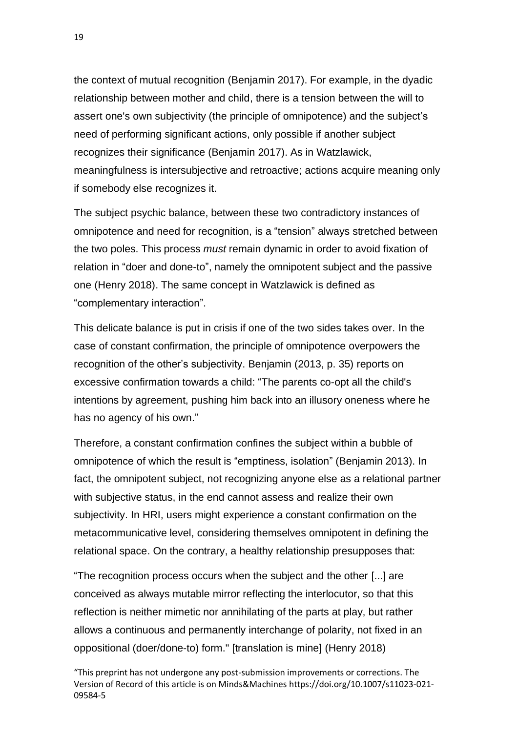the context of mutual recognition (Benjamin 2017). For example, in the dyadic relationship between mother and child, there is a tension between the will to assert one's own subjectivity (the principle of omnipotence) and the subject's need of performing significant actions, only possible if another subject recognizes their significance (Benjamin 2017). As in Watzlawick, meaningfulness is intersubjective and retroactive; actions acquire meaning only if somebody else recognizes it.

The subject psychic balance, between these two contradictory instances of omnipotence and need for recognition, is a "tension" always stretched between the two poles. This process *must* remain dynamic in order to avoid fixation of relation in "doer and done-to", namely the omnipotent subject and the passive one (Henry 2018). The same concept in Watzlawick is defined as "complementary interaction".

This delicate balance is put in crisis if one of the two sides takes over. In the case of constant confirmation, the principle of omnipotence overpowers the recognition of the other's subjectivity. Benjamin (2013, p. 35) reports on excessive confirmation towards a child: "The parents co-opt all the child's intentions by agreement, pushing him back into an illusory oneness where he has no agency of his own."

Therefore, a constant confirmation confines the subject within a bubble of omnipotence of which the result is "emptiness, isolation" (Benjamin 2013). In fact, the omnipotent subject, not recognizing anyone else as a relational partner with subjective status, in the end cannot assess and realize their own subjectivity. In HRI, users might experience a constant confirmation on the metacommunicative level, considering themselves omnipotent in defining the relational space. On the contrary, a healthy relationship presupposes that:

"The recognition process occurs when the subject and the other [...] are conceived as always mutable mirror reflecting the interlocutor, so that this reflection is neither mimetic nor annihilating of the parts at play, but rather allows a continuous and permanently interchange of polarity, not fixed in an oppositional (doer/done-to) form." [translation is mine] (Henry 2018)

"This preprint has not undergone any post-submission improvements or corrections. The Version of Record of this article is on Minds&Machines https://doi.org/10.1007/s11023-021-09584-5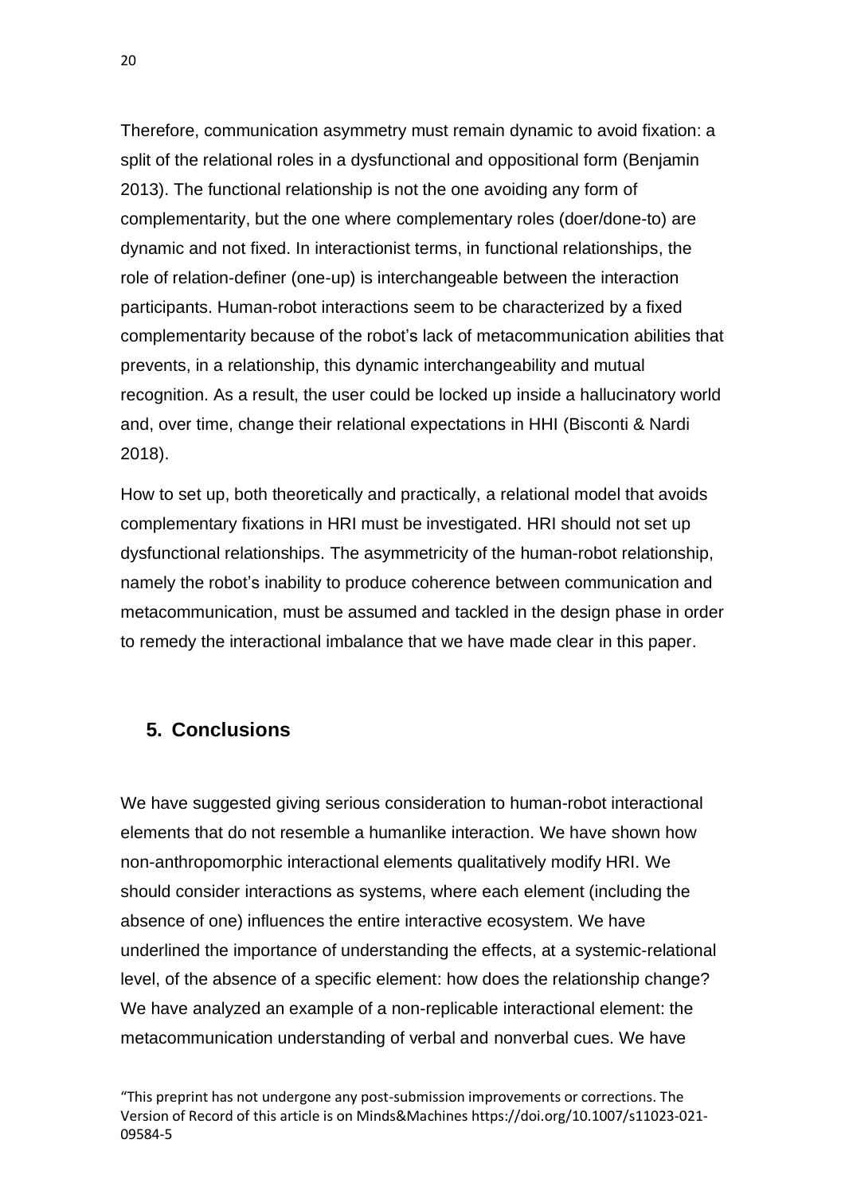Therefore, communication asymmetry must remain dynamic to avoid fixation: a split of the relational roles in a dysfunctional and oppositional form (Benjamin 2013). The functional relationship is not the one avoiding any form of complementarity, but the one where complementary roles (doer/done-to) are dynamic and not fixed. In interactionist terms, in functional relationships, the role of relation-definer (one-up) is interchangeable between the interaction participants. Human-robot interactions seem to be characterized by a fixed complementarity because of the robot's lack of metacommunication abilities that prevents, in a relationship, this dynamic interchangeability and mutual recognition. As a result, the user could be locked up inside a hallucinatory world and, over time, change their relational expectations in HHI (Bisconti & Nardi 2018).

How to set up, both theoretically and practically, a relational model that avoids complementary fixations in HRI must be investigated. HRI should not set up dysfunctional relationships. The asymmetricity of the human-robot relationship, namely the robot's inability to produce coherence between communication and metacommunication, must be assumed and tackled in the design phase in order to remedy the interactional imbalance that we have made clear in this paper.

## 5. Conclusions

We have suggested giving serious consideration to human-robot interactional elements that do not resemble a humanlike interaction. We have shown how non-anthropomorphic interactional elements qualitatively modify HRI. We should consider interactions as systems, where each element (including the absence of one) influences the entire interactive ecosystem. We have underlined the importance of understanding the effects, at a systemic-relational level, of the absence of a specific element: how does the relationship change? We have analyzed an example of a non-replicable interactional element: the metacommunication understanding of verbal and nonverbal cues. We have

"This preprint has not undergone any post-submission improvements or corrections. The Version of Record of this article is on Minds&Machines https://doi.org/10.1007/s11023-021-09584-5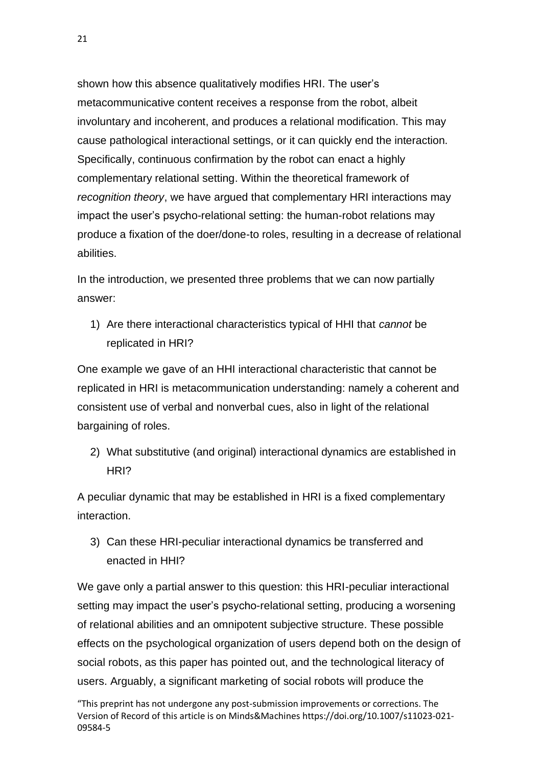shown how this absence qualitatively modifies HRI. The user's metacommunicative content receives a response from the robot, albeit involuntary and incoherent, and produces a relational modification. This may cause pathological interactional settings, or it can quickly end the interaction. Specifically, continuous confirmation by the robot can enact a highly complementary relational setting. Within the theoretical framework of *recognition theory*, we have argued that complementary HRI interactions may impact the user's psycho-relational setting: the human-robot relations may produce a fixation of the doer/done-to roles, resulting in a decrease of relational abilities.

In the introduction, we presented three problems that we can now partially answer:

1) Are there interactional characteristics typical of HHI that *cannot* be replicated in HRI?

One example we gave of an HHI interactional characteristic that cannot be replicated in HRI is metacommunication understanding: namely a coherent and consistent use of verbal and nonverbal cues, also in light of the relational bargaining of roles.

2) What substitutive (and original) interactional dynamics are established in HRI?

A peculiar dynamic that may be established in HRI is a fixed complementary interaction.

3) Can these HRI-peculiar interactional dynamics be transferred and enacted in HHI?

We gave only a partial answer to this question: this HRI-peculiar interactional setting may impact the user's psycho-relational setting, producing a worsening of relational abilities and an omnipotent subjective structure. These possible effects on the psychological organization of users depend both on the design of social robots, as this paper has pointed out, and the technological literacy of users. Arguably, a significant marketing of social robots will produce the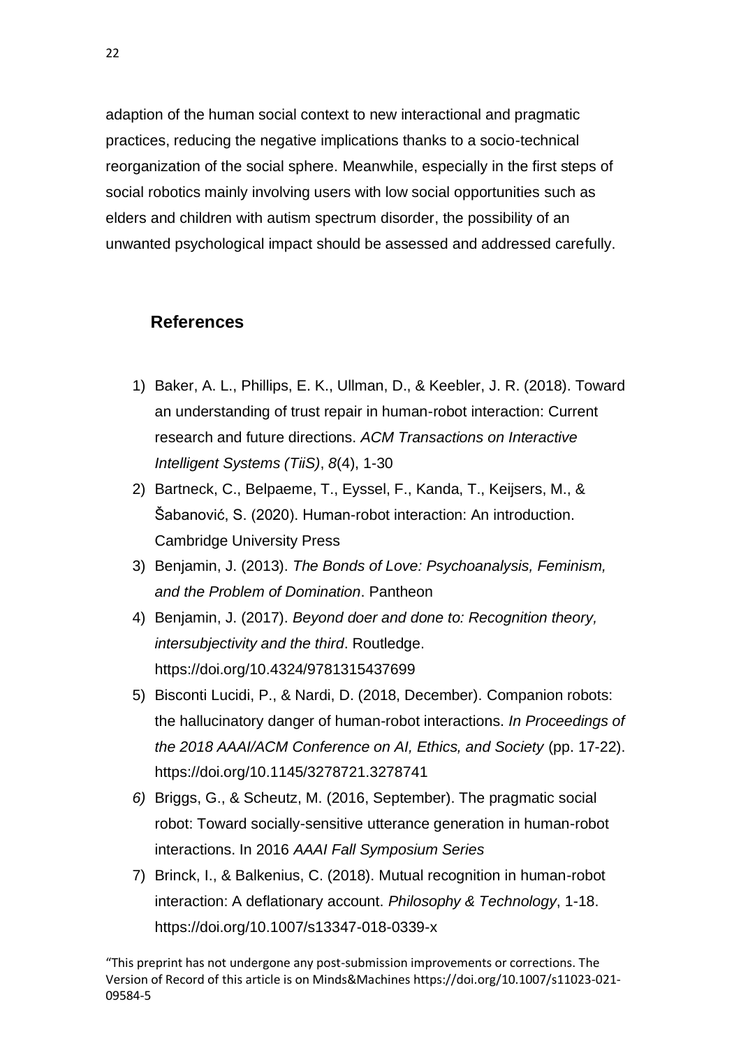adaption of the human social context to new interactional and pragmatic practices, reducing the negative implications thanks to a socio-technical reorganization of the social sphere. Meanwhile, especially in the first steps of social robotics mainly involving users with low social opportunities such as elders and children with autism spectrum disorder, the possibility of an unwanted psychological impact should be assessed and addressed carefully.

## References

1) Baker, A. L., Phillips, E. K., Ullman, D., & Keebler, J. R. (2018). Toward an understanding of trust repair in human-robot interaction: Current research and future directions. *ACM Transactions on Interactive Intelligent Systems (TiiS)*, *8*(4), 1-30
2) Bartneck, C., Belpaeme, T., Eyssel, F., Kanda, T., Keijsers, M., & Šabanović, S. (2020). Human-robot interaction: An introduction. Cambridge University Press
3) Benjamin, J. (2013). *The Bonds of Love: Psychoanalysis, Feminism, and the Problem of Domination*. Pantheon
4) Benjamin, J. (2017). *Beyond doer and done to: Recognition theory, intersubjectivity and the third*. Routledge. https://doi.org/10.4324/9781315437699
5) Bisconti Lucidi, P., & Nardi, D. (2018, December). Companion robots: the hallucinatory danger of human-robot interactions. *In Proceedings of the 2018 AAAI/ACM Conference on AI, Ethics, and Society* (pp. 17-22). https://doi.org/10.1145/3278721.3278741
6) Briggs, G., & Scheutz, M. (2016, September). The pragmatic social robot: Toward socially-sensitive utterance generation in human-robot interactions. In 2016 *AAAI Fall Symposium Series*
7) Brinck, I., & Balkenius, C. (2018). Mutual recognition in human-robot interaction: A deflationary account. *Philosophy & Technology*, 1-18. https://doi.org/10.1007/s13347-018-0339-x

"This preprint has not undergone any post-submission improvements or corrections. The Version of Record of this article is on Minds&Machines https://doi.org/10.1007/s11023-021-09584-5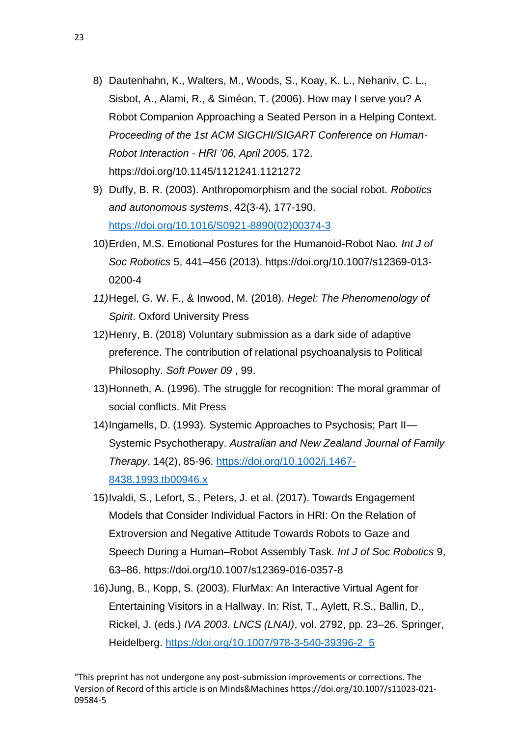8) Dautenhahn, K., Walters, M., Woods, S., Koay, K. L., Nehaniv, C. L., Sisbot, A., Alami, R., & Siméon, T. (2006). How may I serve you? A Robot Companion Approaching a Seated Person in a Helping Context. *Proceeding of the 1st ACM SIGCHI/SIGART Conference on Human-Robot Interaction - HRI '06*, *April 2005*, 172. https://doi.org/10.1145/1121241.1121272
9) Duffy, B. R. (2003). Anthropomorphism and the social robot. *Robotics and autonomous systems*, 42(3-4), 177-190. https://doi.org/10.1016/S0921-8890(02)00374-3
10) Erden, M.S. Emotional Postures for the Humanoid-Robot Nao. *Int J of Soc Robotics* 5, 441–456 (2013). https://doi.org/10.1007/s12369-013-0200-4
11) Hegel, G. W. F., & Inwood, M. (2018). *Hegel: The Phenomenology of Spirit*. Oxford University Press
12) Henry, B. (2018) Voluntary submission as a dark side of adaptive preference. The contribution of relational psychoanalysis to Political Philosophy. *Soft Power 09* , 99.
13) Honneth, A. (1996). The struggle for recognition: The moral grammar of social conflicts. Mit Press
14) Ingamells, D. (1993). Systemic Approaches to Psychosis; Part II—Systemic Psychotherapy. *Australian and New Zealand Journal of Family Therapy*, 14(2), 85-96. https://doi.org/10.1002/j.1467-8438.1993.tb00946.x
15) Ivaldi, S., Lefort, S., Peters, J. et al. (2017). Towards Engagement Models that Consider Individual Factors in HRI: On the Relation of Extroversion and Negative Attitude Towards Robots to Gaze and Speech During a Human–Robot Assembly Task. *Int J of Soc Robotics* 9, 63–86. https://doi.org/10.1007/s12369-016-0357-8
16) Jung, B., Kopp, S. (2003). FlurMax: An Interactive Virtual Agent for Entertaining Visitors in a Hallway. In: Rist, T., Aylett, R.S., Ballin, D., Rickel, J. (eds.) *IVA 2003. LNCS (LNAI)*, vol. 2792, pp. 23–26. Springer, Heidelberg. https://doi.org/10.1007/978-3-540-39396-2_5

"This preprint has not undergone any post-submission improvements or corrections. The Version of Record of this article is on Minds&Machines https://doi.org/10.1007/s11023-021-09584-5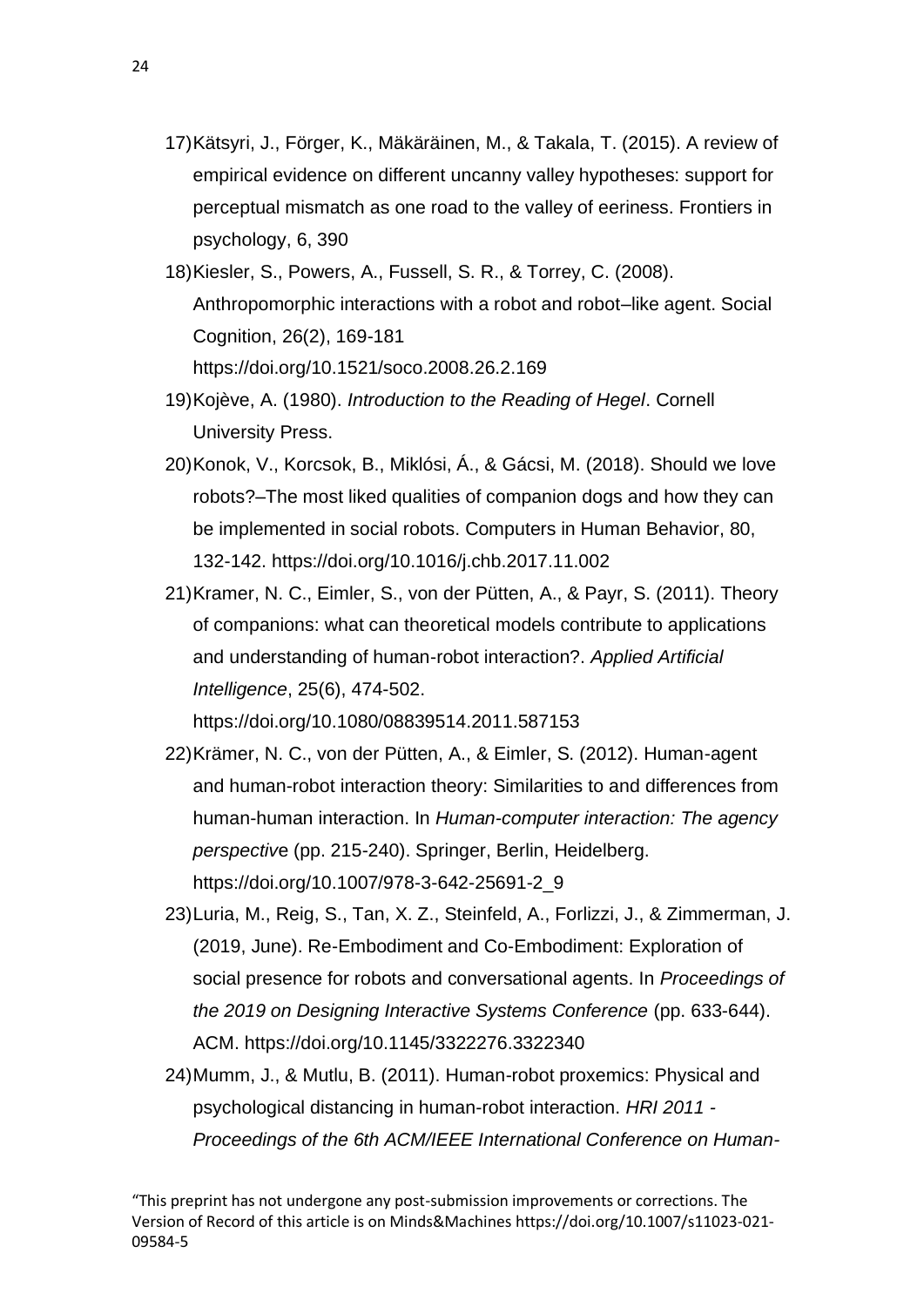17) Kätsyri, J., Förger, K., Mäkäräinen, M., & Takala, T. (2015). A review of empirical evidence on different uncanny valley hypotheses: support for perceptual mismatch as one road to the valley of eeriness. Frontiers in psychology, 6, 390
18) Kiesler, S., Powers, A., Fussell, S. R., & Torrey, C. (2008). Anthropomorphic interactions with a robot and robot–like agent. Social Cognition, 26(2), 169-181 https://doi.org/10.1521/soco.2008.26.2.169
19) Kojève, A. (1980). *Introduction to the Reading of Hegel*. Cornell University Press.
20) Konok, V., Korcsok, B., Miklósi, Á., & Gácsi, M. (2018). Should we love robots?–The most liked qualities of companion dogs and how they can be implemented in social robots. Computers in Human Behavior, 80, 132-142. https://doi.org/10.1016/j.chb.2017.11.002
21) Kramer, N. C., Eimler, S., von der Pütten, A., & Payr, S. (2011). Theory of companions: what can theoretical models contribute to applications and understanding of human-robot interaction?. *Applied Artificial Intelligence*, 25(6), 474-502. https://doi.org/10.1080/08839514.2011.587153
22) Krämer, N. C., von der Pütten, A., & Eimler, S. (2012). Human-agent and human-robot interaction theory: Similarities to and differences from human-human interaction. In *Human-computer interaction: The agency perspective* (pp. 215-240). Springer, Berlin, Heidelberg. https://doi.org/10.1007/978-3-642-25691-2_9
23) Luria, M., Reig, S., Tan, X. Z., Steinfeld, A., Forlizzi, J., & Zimmerman, J. (2019, June). Re-Embodiment and Co-Embodiment: Exploration of social presence for robots and conversational agents. In *Proceedings of the 2019 on Designing Interactive Systems Conference* (pp. 633-644). ACM. https://doi.org/10.1145/3322276.3322340
24) Mumm, J., & Mutlu, B. (2011). Human-robot proxemics: Physical and psychological distancing in human-robot interaction. *HRI 2011 - Proceedings of the 6th ACM/IEEE International Conference on Human-*

"This preprint has not undergone any post-submission improvements or corrections. The Version of Record of this article is on Minds&Machines https://doi.org/10.1007/s11023-021-09584-5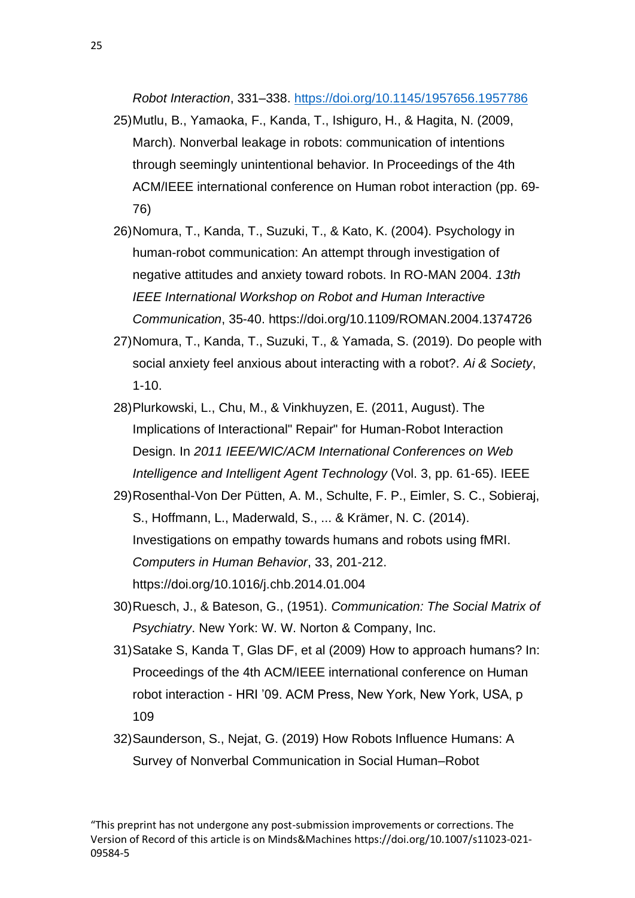*Robot Interaction*, 331–338. https://doi.org/10.1145/1957656.1957786

25) Mutlu, B., Yamaoka, F., Kanda, T., Ishiguro, H., & Hagita, N. (2009, March). Nonverbal leakage in robots: communication of intentions through seemingly unintentional behavior. In Proceedings of the 4th ACM/IEEE international conference on Human robot interaction (pp. 69-76)

26) Nomura, T., Kanda, T., Suzuki, T., & Kato, K. (2004). Psychology in human-robot communication: An attempt through investigation of negative attitudes and anxiety toward robots. In RO-MAN 2004. *13th IEEE International Workshop on Robot and Human Interactive Communication*, 35-40. https://doi.org/10.1109/ROMAN.2004.1374726

27) Nomura, T., Kanda, T., Suzuki, T., & Yamada, S. (2019). Do people with social anxiety feel anxious about interacting with a robot?. *Ai & Society*, 1-10.

28) Plurkowski, L., Chu, M., & Vinkhuyzen, E. (2011, August). The Implications of Interactional" Repair" for Human-Robot Interaction Design. In *2011 IEEE/WIC/ACM International Conferences on Web Intelligence and Intelligent Agent Technology* (Vol. 3, pp. 61-65). IEEE

29) Rosenthal-Von Der Pütten, A. M., Schulte, F. P., Eimler, S. C., Sobieraj, S., Hoffmann, L., Maderwald, S., ... & Krämer, N. C. (2014). Investigations on empathy towards humans and robots using fMRI. *Computers in Human Behavior*, 33, 201-212. https://doi.org/10.1016/j.chb.2014.01.004

30) Ruesch, J., & Bateson, G., (1951). *Communication: The Social Matrix of Psychiatry*. New York: W. W. Norton & Company, Inc.

31) Satake S, Kanda T, Glas DF, et al (2009) How to approach humans? In: Proceedings of the 4th ACM/IEEE international conference on Human robot interaction - HRI '09. ACM Press, New York, New York, USA, p 109

32) Saunderson, S., Nejat, G. (2019) How Robots Influence Humans: A Survey of Nonverbal Communication in Social Human–Robot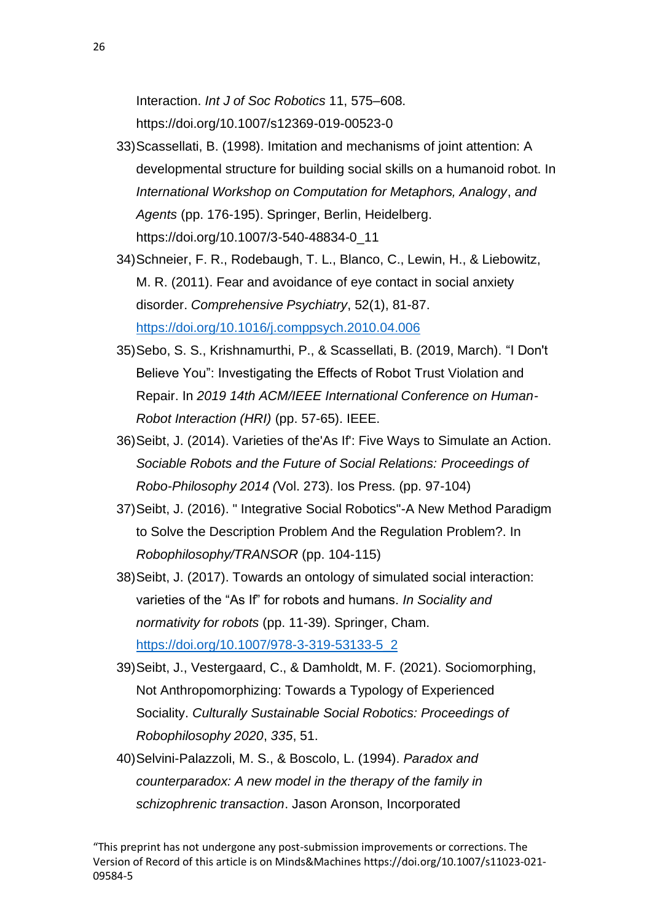Interaction. *Int J of Soc Robotics* 11, 575–608. https://doi.org/10.1007/s12369-019-00523-0

33) Scassellati, B. (1998). Imitation and mechanisms of joint attention: A developmental structure for building social skills on a humanoid robot. In *International Workshop on Computation for Metaphors, Analogy*, *and Agents* (pp. 176-195). Springer, Berlin, Heidelberg. https://doi.org/10.1007/3-540-48834-0_11

34) Schneier, F. R., Rodebaugh, T. L., Blanco, C., Lewin, H., & Liebowitz, M. R. (2011). Fear and avoidance of eye contact in social anxiety disorder. *Comprehensive Psychiatry*, 52(1), 81-87. https://doi.org/10.1016/j.comppsych.2010.04.006

35) Sebo, S. S., Krishnamurthi, P., & Scassellati, B. (2019, March). "I Don't Believe You": Investigating the Effects of Robot Trust Violation and Repair. In *2019 14th ACM/IEEE International Conference on Human-Robot Interaction (HRI)* (pp. 57-65). IEEE.

36) Seibt, J. (2014). Varieties of the'As If': Five Ways to Simulate an Action. *Sociable Robots and the Future of Social Relations: Proceedings of Robo-Philosophy 2014 (*Vol. 273). Ios Press. (pp. 97-104)

37) Seibt, J. (2016). " Integrative Social Robotics"-A New Method Paradigm to Solve the Description Problem And the Regulation Problem?. In *Robophilosophy/TRANSOR* (pp. 104-115)

38) Seibt, J. (2017). Towards an ontology of simulated social interaction: varieties of the "As If" for robots and humans. *In Sociality and normativity for robots* (pp. 11-39). Springer, Cham. https://doi.org/10.1007/978-3-319-53133-5_2

39) Seibt, J., Vestergaard, C., & Damholdt, M. F. (2021). Sociomorphing, Not Anthropomorphizing: Towards a Typology of Experienced Sociality. *Culturally Sustainable Social Robotics: Proceedings of Robophilosophy 2020*, *335*, 51.

40) Selvini-Palazzoli, M. S., & Boscolo, L. (1994). *Paradox and counterparadox: A new model in the therapy of the family in schizophrenic transaction*. Jason Aronson, Incorporated

"This preprint has not undergone any post-submission improvements or corrections. The Version of Record of this article is on Minds&Machines https://doi.org/10.1007/s11023-021-09584-5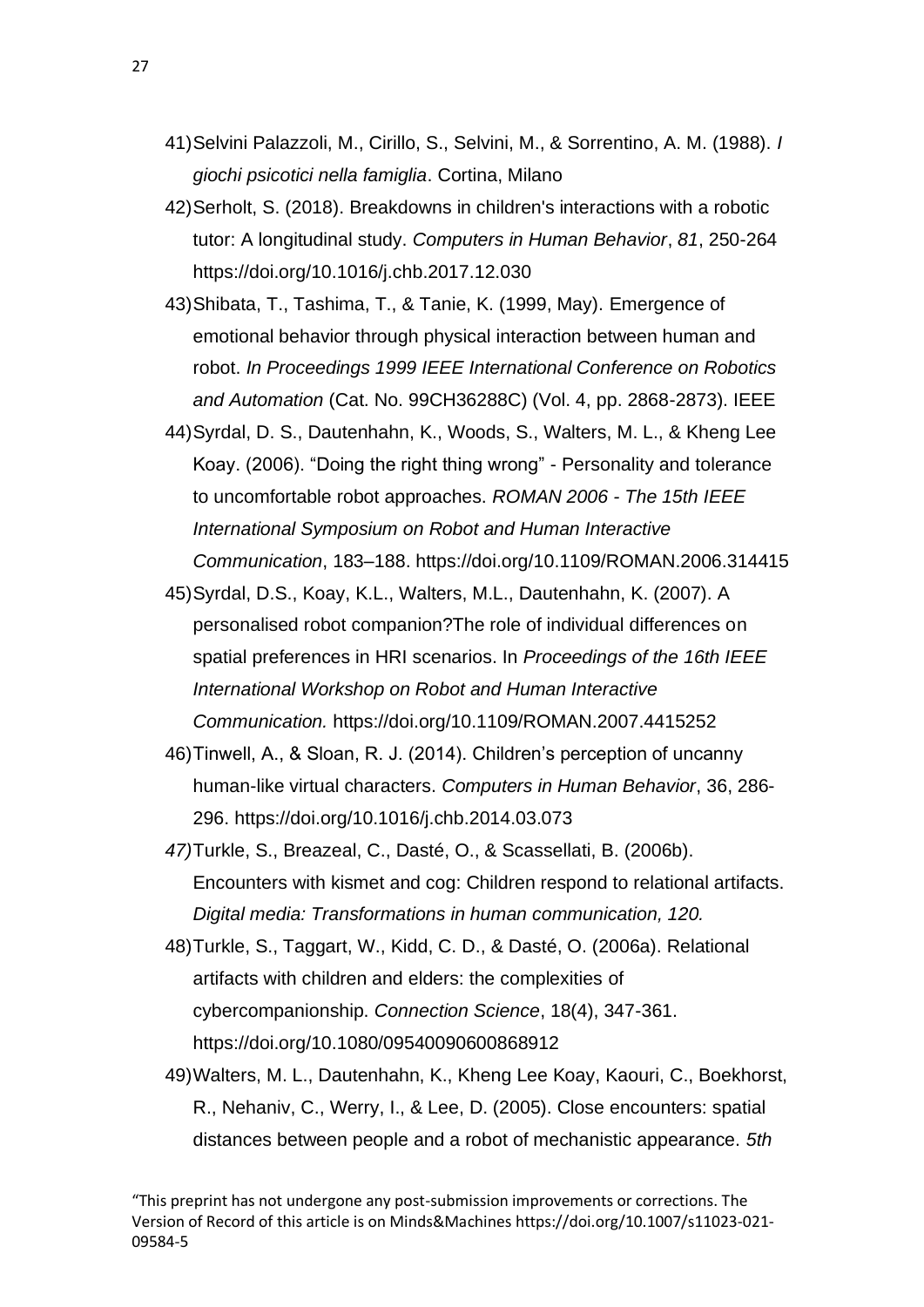41) Selvini Palazzoli, M., Cirillo, S., Selvini, M., & Sorrentino, A. M. (1988). *I giochi psicotici nella famiglia*. Cortina, Milano

42) Serholt, S. (2018). Breakdowns in children's interactions with a robotic tutor: A longitudinal study. *Computers in Human Behavior*, *81*, 250-264 https://doi.org/10.1016/j.chb.2017.12.030

43) Shibata, T., Tashima, T., & Tanie, K. (1999, May). Emergence of emotional behavior through physical interaction between human and robot. *In Proceedings 1999 IEEE International Conference on Robotics and Automation* (Cat. No. 99CH36288C) (Vol. 4, pp. 2868-2873). IEEE

44) Syrdal, D. S., Dautenhahn, K., Woods, S., Walters, M. L., & Kheng Lee Koay. (2006). "Doing the right thing wrong" - Personality and tolerance to uncomfortable robot approaches. *ROMAN 2006 - The 15th IEEE International Symposium on Robot and Human Interactive Communication*, 183–188. https://doi.org/10.1109/ROMAN.2006.314415

45) Syrdal, D.S., Koay, K.L., Walters, M.L., Dautenhahn, K. (2007). A personalised robot companion?The role of individual differences on spatial preferences in HRI scenarios. In *Proceedings of the 16th IEEE International Workshop on Robot and Human Interactive Communication.* https://doi.org/10.1109/ROMAN.2007.4415252

46) Tinwell, A., & Sloan, R. J. (2014). Children's perception of uncanny human-like virtual characters. *Computers in Human Behavior*, 36, 286-296. https://doi.org/10.1016/j.chb.2014.03.073

*47)* Turkle, S., Breazeal, C., Dasté, O., & Scassellati, B. (2006b). Encounters with kismet and cog: Children respond to relational artifacts. *Digital media: Transformations in human communication, 120.*

48) Turkle, S., Taggart, W., Kidd, C. D., & Dasté, O. (2006a). Relational artifacts with children and elders: the complexities of cybercompanionship. *Connection Science*, 18(4), 347-361. https://doi.org/10.1080/09540090600868912

49) Walters, M. L., Dautenhahn, K., Kheng Lee Koay, Kaouri, C., Boekhorst, R., Nehaniv, C., Werry, I., & Lee, D. (2005). Close encounters: spatial distances between people and a robot of mechanistic appearance. *5th*

"This preprint has not undergone any post-submission improvements or corrections. The Version of Record of this article is on Minds&Machines https://doi.org/10.1007/s11023-021-09584-5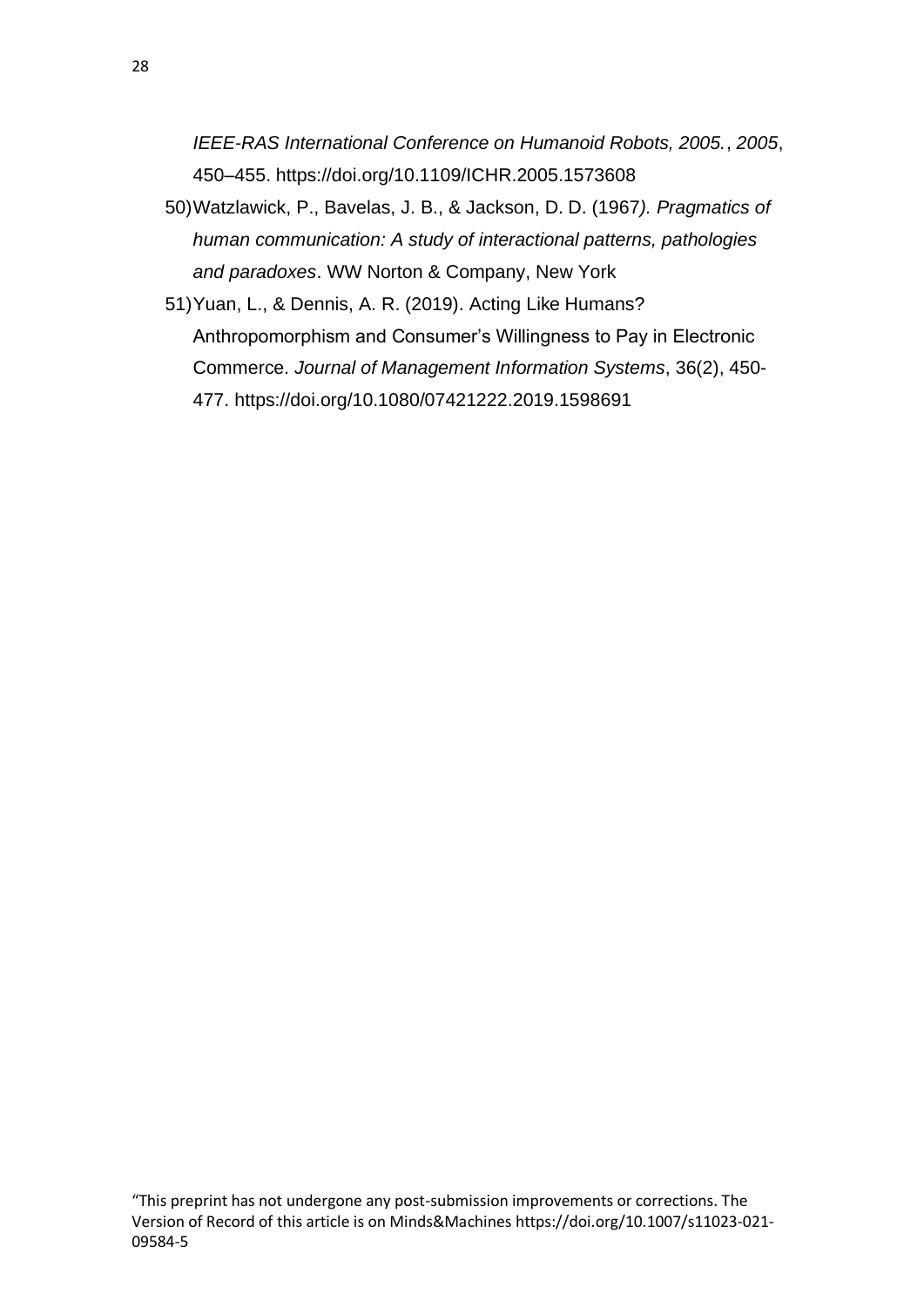*IEEE-RAS International Conference on Humanoid Robots, 2005.*, *2005*, 450–455. https://doi.org/10.1109/ICHR.2005.1573608

50) Watzlawick, P., Bavelas, J. B., & Jackson, D. D. (1967*). Pragmatics of human communication: A study of interactional patterns, pathologies and paradoxes*. WW Norton & Company, New York

51) Yuan, L., & Dennis, A. R. (2019). Acting Like Humans? Anthropomorphism and Consumer's Willingness to Pay in Electronic Commerce. *Journal of Management Information Systems*, 36(2), 450-477. https://doi.org/10.1080/07421222.2019.1598691

"This preprint has not undergone any post-submission improvements or corrections. The Version of Record of this article is on Minds&Machines https://doi.org/10.1007/s11023-021-09584-5